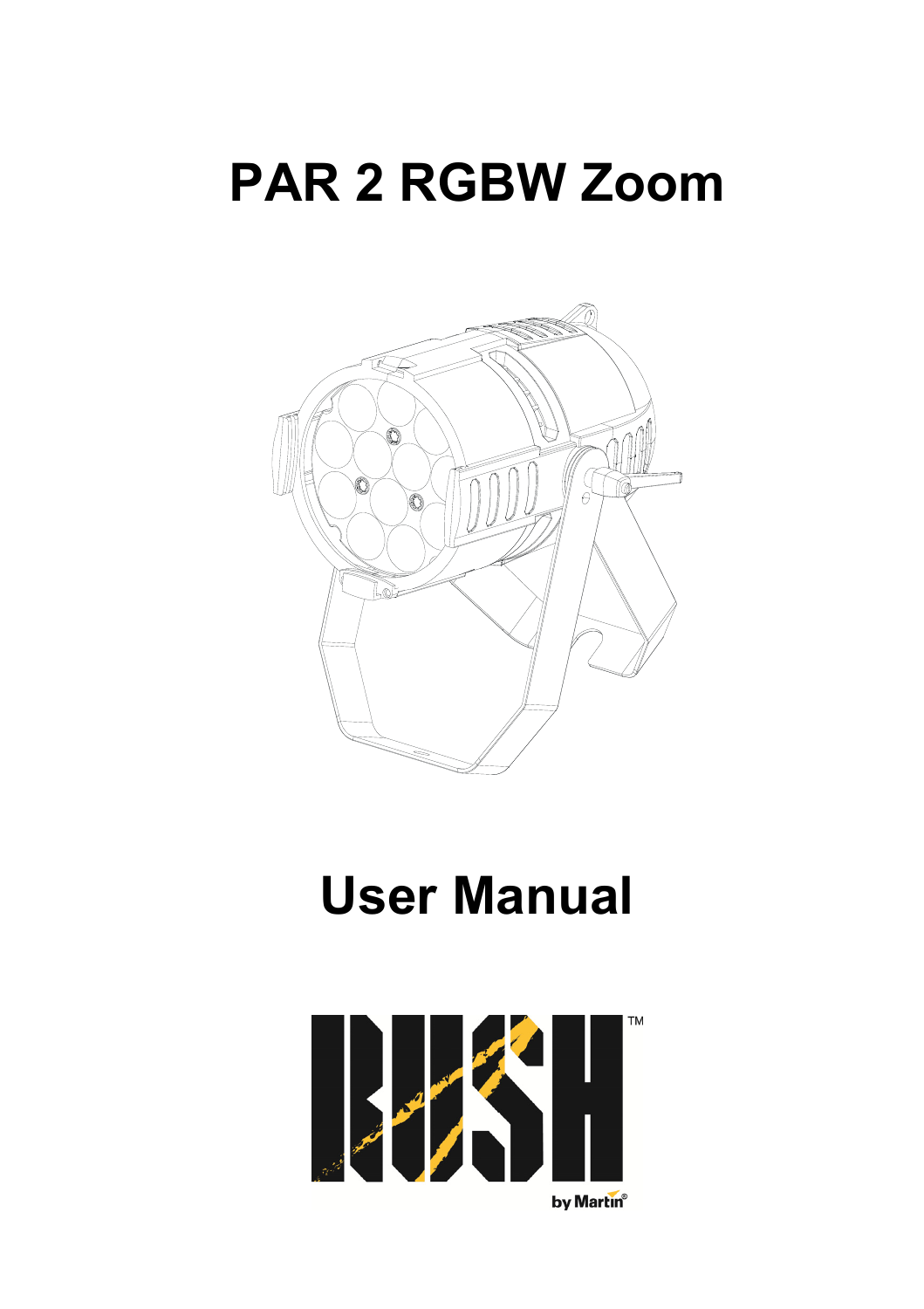# PAR 2 RGBW Zoom

# User Manual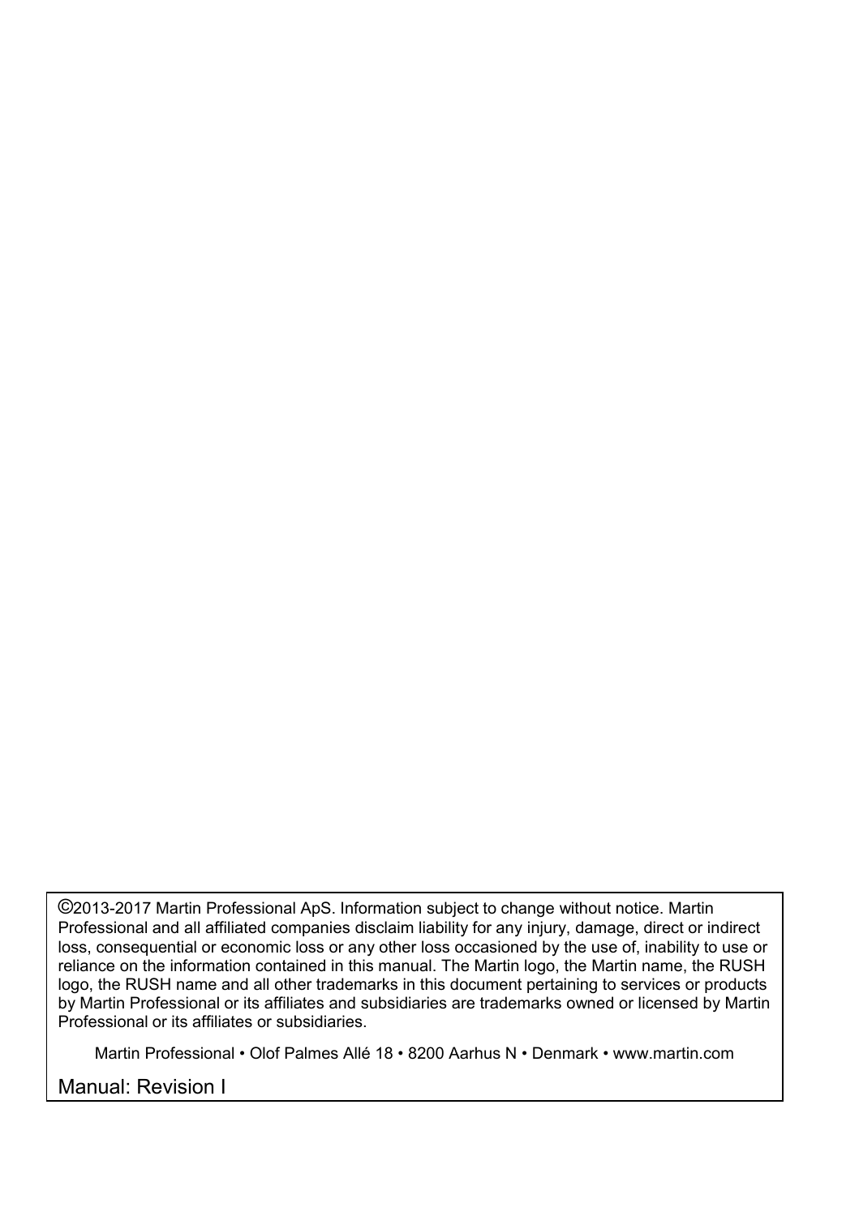©2013-2017 Martin Professional ApS. Information subject to change without notice. Martin Professional and all affiliated companies disclaim liability for any injury, damage, direct or indirect loss, consequential or economic loss or any other loss occasioned by the use of, inability to use or reliance on the information contained in this manual. The Martin logo, the Martin name, the RUSH logo, the RUSH name and all other trademarks in this document pertaining to services or products by Martin Professional or its affiliates and subsidiaries are trademarks owned or licensed by Martin Professional or its affiliates or subsidiaries.

Martin Professional • Olof Palmes Allé 18 • 8200 Aarhus N • Denmark • www.martin.com

Manual: Revision I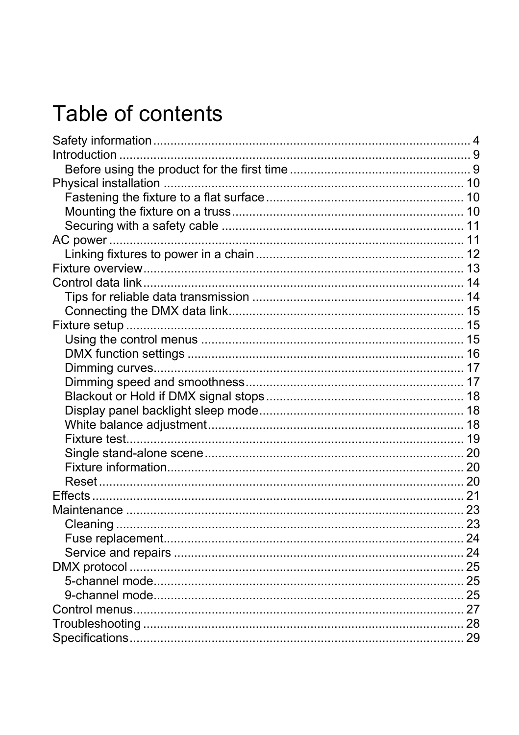# Table of contents

Safety information ............................................................................................ 4
Introduction ...................................................................................................... 9
  Before using the product for the first time ..................................................... 9
Physical installation ........................................................................................ 10
  Fastening the fixture to a flat surface .......................................................... 10
  Mounting the fixture on a truss .................................................................... 10
  Securing with a safety cable ........................................................................ 11
AC power ........................................................................................................ 11
  Linking fixtures to power in a chain ............................................................. 12
Fixture overview .............................................................................................. 13
Control data link .............................................................................................. 14
  Tips for reliable data transmission .............................................................. 14
  Connecting the DMX data link ..................................................................... 15
Fixture setup ................................................................................................... 15
  Using the control menus .............................................................................. 15
  DMX function settings ................................................................................. 16
  Dimming curves ........................................................................................... 17
  Dimming speed and smoothness ................................................................ 17
  Blackout or Hold if DMX signal stops .......................................................... 18
  Display panel backlight sleep mode ............................................................ 18
  White balance adjustment ........................................................................... 18
  Fixture test ................................................................................................... 19
  Single stand-alone scene ............................................................................ 20
  Fixture information ....................................................................................... 20
  Reset ........................................................................................................... 20
Effects ............................................................................................................. 21
Maintenance ................................................................................................... 23
  Cleaning ...................................................................................................... 23
  Fuse replacement ........................................................................................ 24
  Service and repairs ..................................................................................... 24
DMX protocol .................................................................................................. 25
  5-channel mode ........................................................................................... 25
  9-channel mode ........................................................................................... 25
Control menus ................................................................................................. 27
Troubleshooting .............................................................................................. 28
Specifications .................................................................................................. 29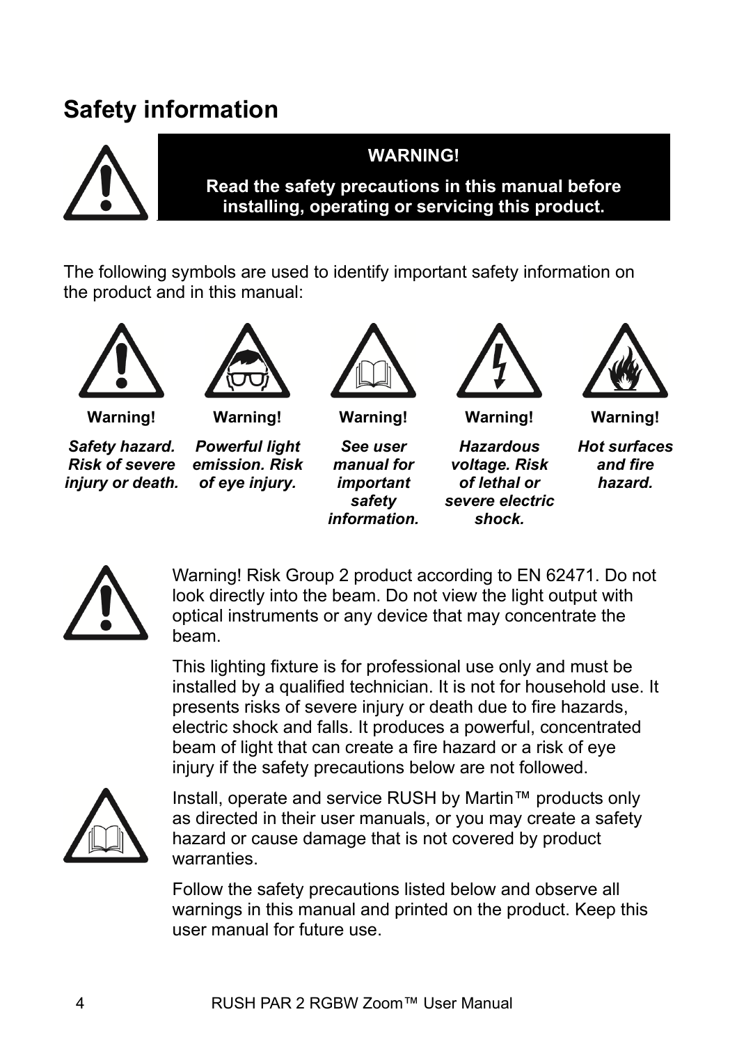## Safety information

**WARNING!**

**Read the safety precautions in this manual before installing, operating or servicing this product.**

The following symbols are used to identify important safety information on the product and in this manual:

| Warning! | Warning! | Warning! | Warning! | Warning! |
|---|---|---|---|---|
| ***Safety hazard. Risk of severe injury or death.*** | ***Powerful light emission. Risk of eye injury.*** | ***See user manual for important safety information.*** | ***Hazardous voltage. Risk of lethal or severe electric shock.*** | ***Hot surfaces and fire hazard.*** |

Warning! Risk Group 2 product according to EN 62471. Do not look directly into the beam. Do not view the light output with optical instruments or any device that may concentrate the beam.

This lighting fixture is for professional use only and must be installed by a qualified technician. It is not for household use. It presents risks of severe injury or death due to fire hazards, electric shock and falls. It produces a powerful, concentrated beam of light that can create a fire hazard or a risk of eye injury if the safety precautions below are not followed.

Install, operate and service RUSH by Martin™ products only as directed in their user manuals, or you may create a safety hazard or cause damage that is not covered by product warranties.

Follow the safety precautions listed below and observe all warnings in this manual and printed on the product. Keep this user manual for future use.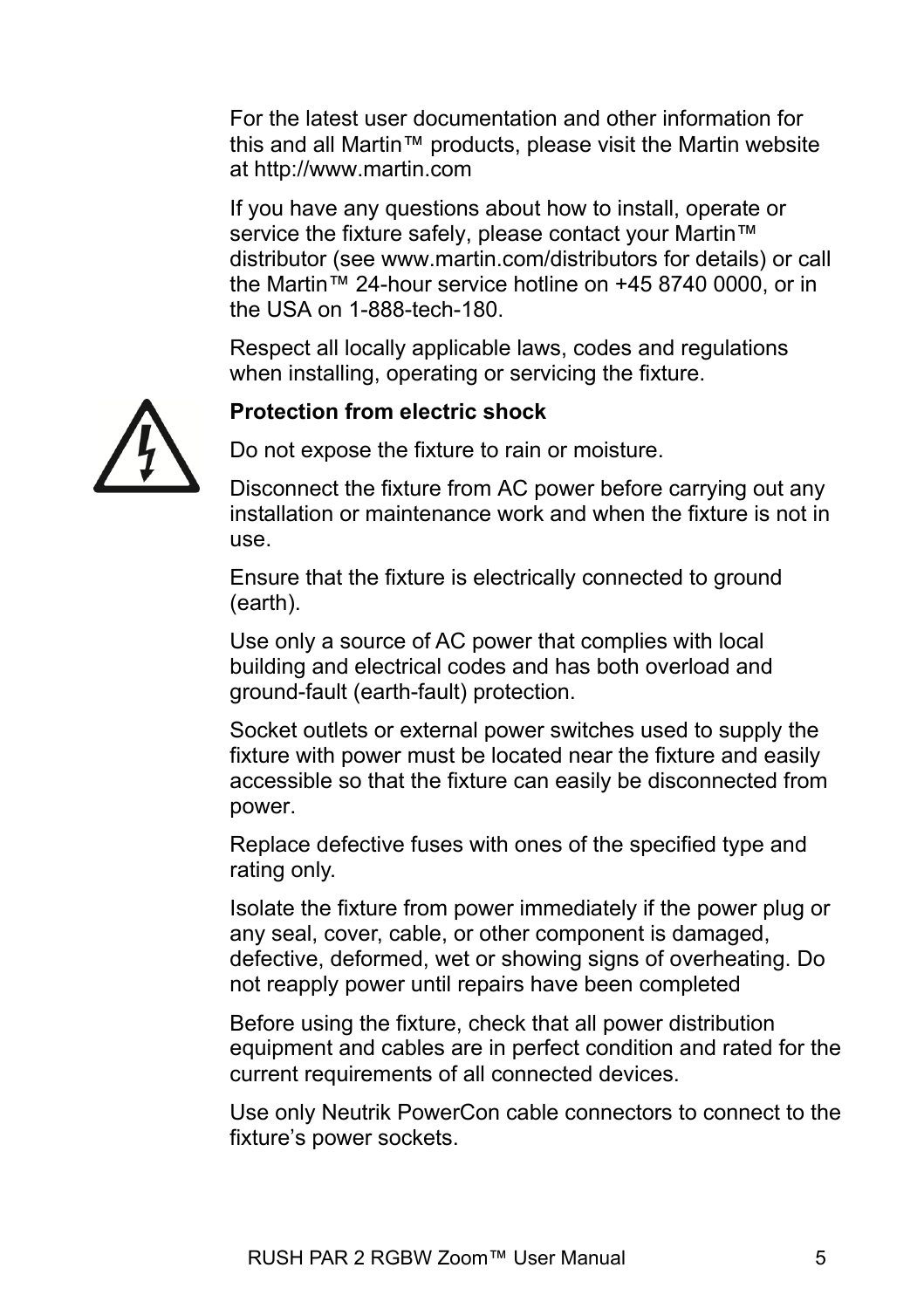For the latest user documentation and other information for this and all Martin™ products, please visit the Martin website at http://www.martin.com

If you have any questions about how to install, operate or service the fixture safely, please contact your Martin™ distributor (see www.martin.com/distributors for details) or call the Martin™ 24-hour service hotline on +45 8740 0000, or in the USA on 1-888-tech-180.

Respect all locally applicable laws, codes and regulations when installing, operating or servicing the fixture.

**Protection from electric shock**

Do not expose the fixture to rain or moisture.

Disconnect the fixture from AC power before carrying out any installation or maintenance work and when the fixture is not in use.

Ensure that the fixture is electrically connected to ground (earth).

Use only a source of AC power that complies with local building and electrical codes and has both overload and ground-fault (earth-fault) protection.

Socket outlets or external power switches used to supply the fixture with power must be located near the fixture and easily accessible so that the fixture can easily be disconnected from power.

Replace defective fuses with ones of the specified type and rating only.

Isolate the fixture from power immediately if the power plug or any seal, cover, cable, or other component is damaged, defective, deformed, wet or showing signs of overheating. Do not reapply power until repairs have been completed

Before using the fixture, check that all power distribution equipment and cables are in perfect condition and rated for the current requirements of all connected devices.

Use only Neutrik PowerCon cable connectors to connect to the fixture's power sockets.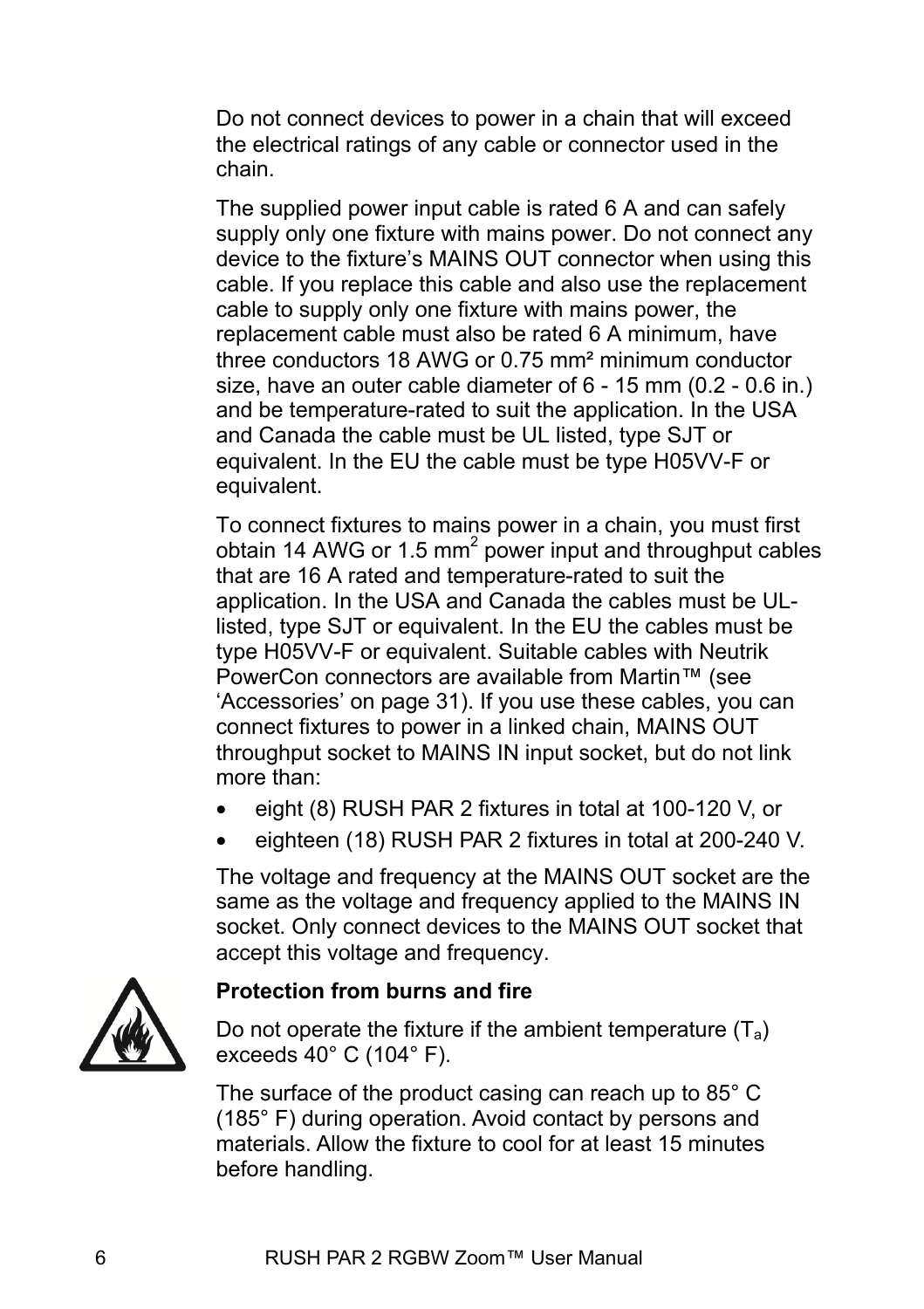Do not connect devices to power in a chain that will exceed the electrical ratings of any cable or connector used in the chain.

The supplied power input cable is rated 6 A and can safely supply only one fixture with mains power. Do not connect any device to the fixture's MAINS OUT connector when using this cable. If you replace this cable and also use the replacement cable to supply only one fixture with mains power, the replacement cable must also be rated 6 A minimum, have three conductors 18 AWG or 0.75 $mm^2$ minimum conductor size, have an outer cable diameter of 6 - 15 mm (0.2 - 0.6 in.) and be temperature-rated to suit the application. In the USA and Canada the cable must be UL listed, type SJT or equivalent. In the EU the cable must be type H05VV-F or equivalent.

To connect fixtures to mains power in a chain, you must first obtain 14 AWG or 1.5 $mm^2$ power input and throughput cables that are 16 A rated and temperature-rated to suit the application. In the USA and Canada the cables must be UL-listed, type SJT or equivalent. In the EU the cables must be type H05VV-F or equivalent. Suitable cables with Neutrik PowerCon connectors are available from Martin™ (see 'Accessories' on page 31). If you use these cables, you can connect fixtures to power in a linked chain, MAINS OUT throughput socket to MAINS IN input socket, but do not link more than:

- eight (8) RUSH PAR 2 fixtures in total at 100-120 V, or
- eighteen (18) RUSH PAR 2 fixtures in total at 200-240 V.

The voltage and frequency at the MAINS OUT socket are the same as the voltage and frequency applied to the MAINS IN socket. Only connect devices to the MAINS OUT socket that accept this voltage and frequency.

**Protection from burns and fire**

Do not operate the fixture if the ambient temperature ($T_a$) exceeds 40° C (104° F).

The surface of the product casing can reach up to 85° C (185° F) during operation. Avoid contact by persons and materials. Allow the fixture to cool for at least 15 minutes before handling.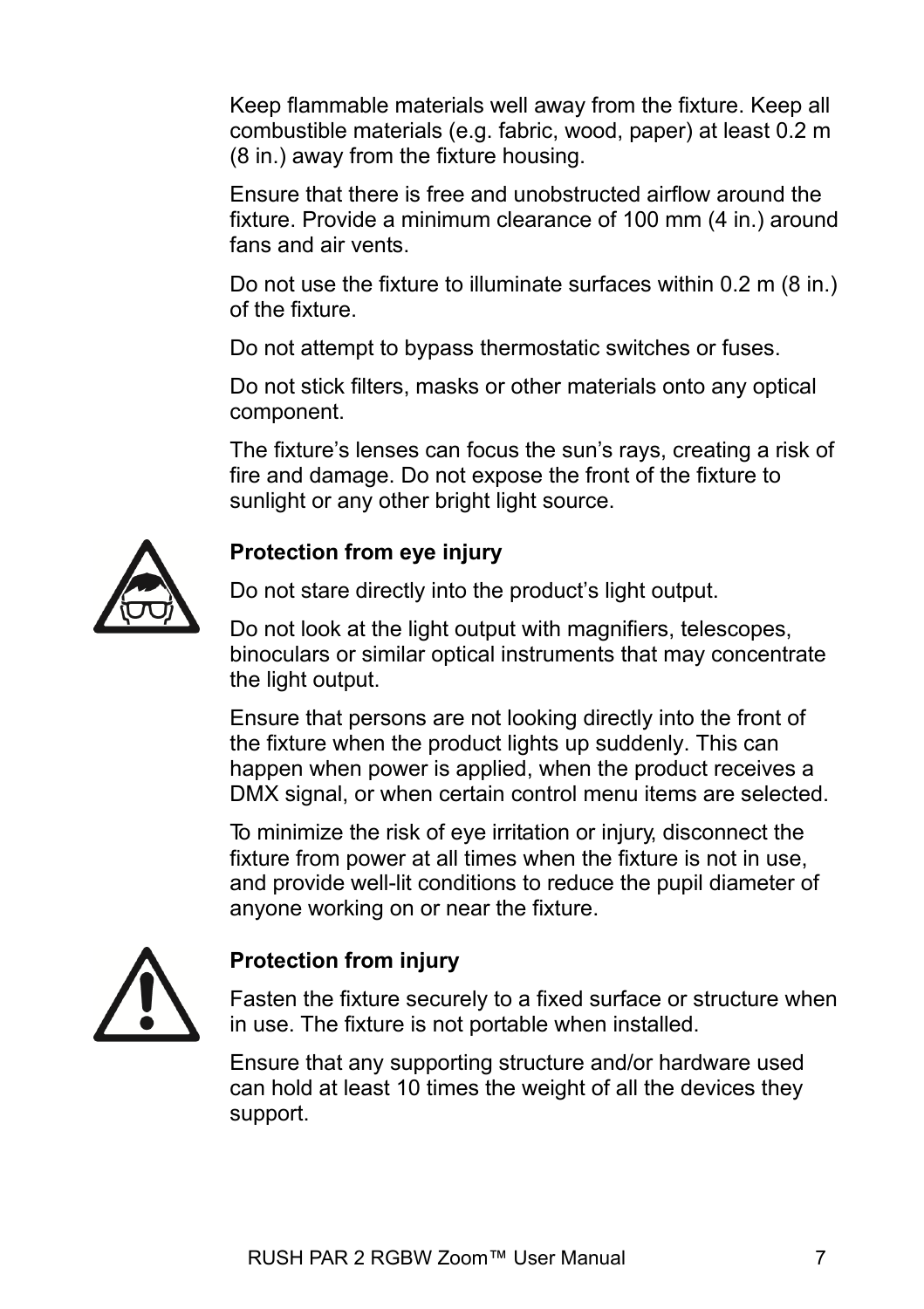Keep flammable materials well away from the fixture. Keep all combustible materials (e.g. fabric, wood, paper) at least 0.2 m (8 in.) away from the fixture housing.

Ensure that there is free and unobstructed airflow around the fixture. Provide a minimum clearance of 100 mm (4 in.) around fans and air vents.

Do not use the fixture to illuminate surfaces within 0.2 m (8 in.) of the fixture.

Do not attempt to bypass thermostatic switches or fuses.

Do not stick filters, masks or other materials onto any optical component.

The fixture's lenses can focus the sun's rays, creating a risk of fire and damage. Do not expose the front of the fixture to sunlight or any other bright light source.

**Protection from eye injury**

Do not stare directly into the product's light output.

Do not look at the light output with magnifiers, telescopes, binoculars or similar optical instruments that may concentrate the light output.

Ensure that persons are not looking directly into the front of the fixture when the product lights up suddenly. This can happen when power is applied, when the product receives a DMX signal, or when certain control menu items are selected.

To minimize the risk of eye irritation or injury, disconnect the fixture from power at all times when the fixture is not in use, and provide well-lit conditions to reduce the pupil diameter of anyone working on or near the fixture.

**Protection from injury**

Fasten the fixture securely to a fixed surface or structure when in use. The fixture is not portable when installed.

Ensure that any supporting structure and/or hardware used can hold at least 10 times the weight of all the devices they support.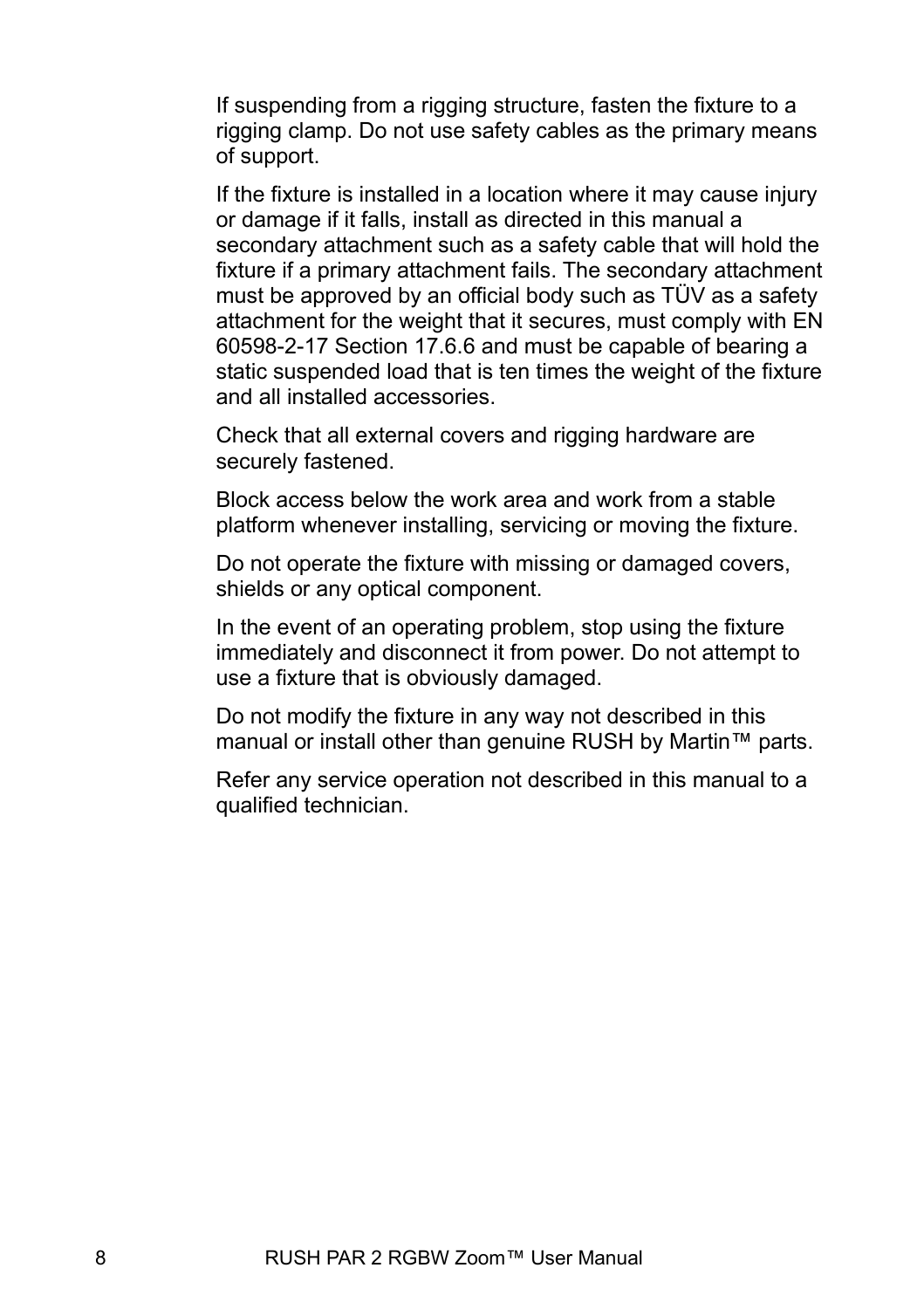If suspending from a rigging structure, fasten the fixture to a rigging clamp. Do not use safety cables as the primary means of support.

If the fixture is installed in a location where it may cause injury or damage if it falls, install as directed in this manual a secondary attachment such as a safety cable that will hold the fixture if a primary attachment fails. The secondary attachment must be approved by an official body such as TÜV as a safety attachment for the weight that it secures, must comply with EN 60598-2-17 Section 17.6.6 and must be capable of bearing a static suspended load that is ten times the weight of the fixture and all installed accessories.

Check that all external covers and rigging hardware are securely fastened.

Block access below the work area and work from a stable platform whenever installing, servicing or moving the fixture.

Do not operate the fixture with missing or damaged covers, shields or any optical component.

In the event of an operating problem, stop using the fixture immediately and disconnect it from power. Do not attempt to use a fixture that is obviously damaged.

Do not modify the fixture in any way not described in this manual or install other than genuine RUSH by Martin™ parts.

Refer any service operation not described in this manual to a qualified technician.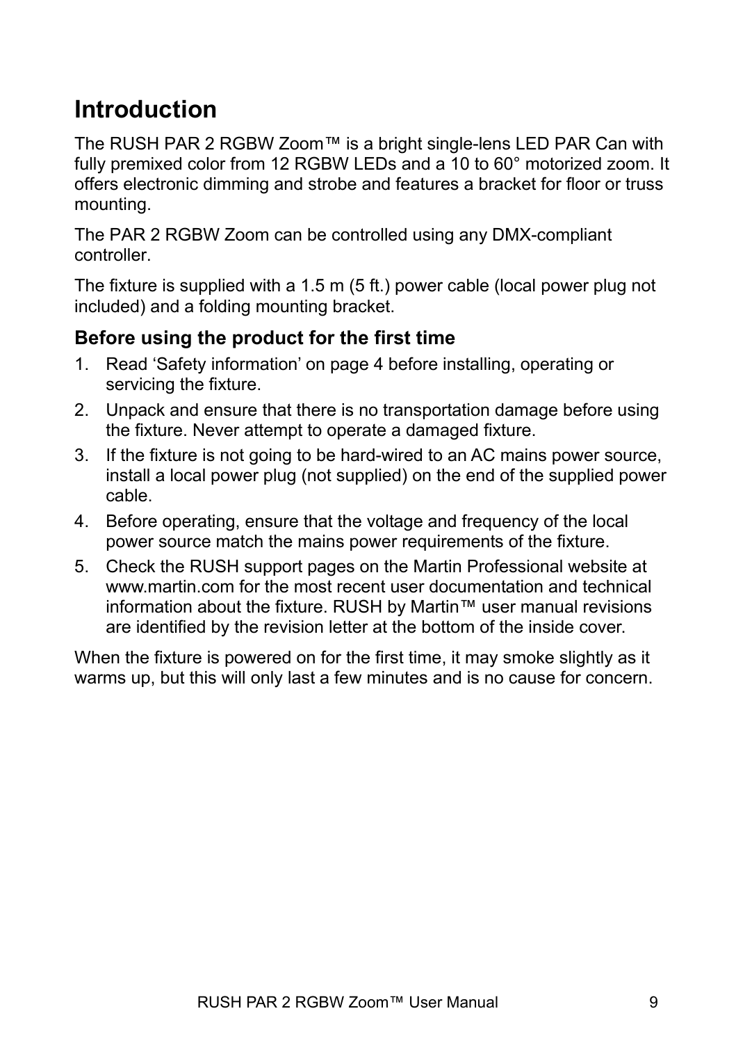# Introduction

The RUSH PAR 2 RGBW Zoom™ is a bright single-lens LED PAR Can with fully premixed color from 12 RGBW LEDs and a 10 to 60° motorized zoom. It offers electronic dimming and strobe and features a bracket for floor or truss mounting.

The PAR 2 RGBW Zoom can be controlled using any DMX-compliant controller.

The fixture is supplied with a 1.5 m (5 ft.) power cable (local power plug not included) and a folding mounting bracket.

## Before using the product for the first time

1. Read 'Safety information' on page 4 before installing, operating or servicing the fixture.
2. Unpack and ensure that there is no transportation damage before using the fixture. Never attempt to operate a damaged fixture.
3. If the fixture is not going to be hard-wired to an AC mains power source, install a local power plug (not supplied) on the end of the supplied power cable.
4. Before operating, ensure that the voltage and frequency of the local power source match the mains power requirements of the fixture.
5. Check the RUSH support pages on the Martin Professional website at www.martin.com for the most recent user documentation and technical information about the fixture. RUSH by Martin™ user manual revisions are identified by the revision letter at the bottom of the inside cover.

When the fixture is powered on for the first time, it may smoke slightly as it warms up, but this will only last a few minutes and is no cause for concern.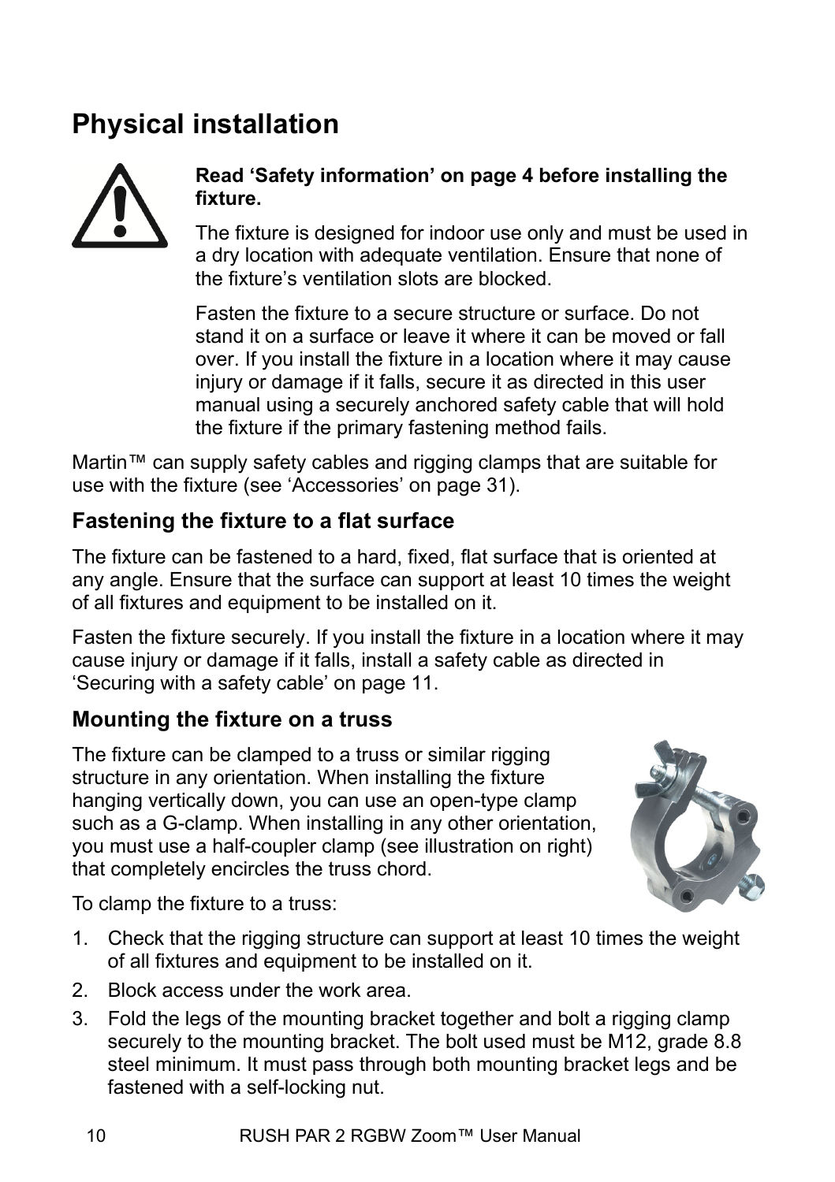# Physical installation

**Read 'Safety information' on page 4 before installing the fixture.**

The fixture is designed for indoor use only and must be used in a dry location with adequate ventilation. Ensure that none of the fixture's ventilation slots are blocked.

Fasten the fixture to a secure structure or surface. Do not stand it on a surface or leave it where it can be moved or fall over. If you install the fixture in a location where it may cause injury or damage if it falls, secure it as directed in this user manual using a securely anchored safety cable that will hold the fixture if the primary fastening method fails.

Martin™ can supply safety cables and rigging clamps that are suitable for use with the fixture (see 'Accessories' on page 31).

## Fastening the fixture to a flat surface

The fixture can be fastened to a hard, fixed, flat surface that is oriented at any angle. Ensure that the surface can support at least 10 times the weight of all fixtures and equipment to be installed on it.

Fasten the fixture securely. If you install the fixture in a location where it may cause injury or damage if it falls, install a safety cable as directed in 'Securing with a safety cable' on page 11.

## Mounting the fixture on a truss

The fixture can be clamped to a truss or similar rigging structure in any orientation. When installing the fixture hanging vertically down, you can use an open-type clamp such as a G-clamp. When installing in any other orientation, you must use a half-coupler clamp (see illustration on right) that completely encircles the truss chord.

To clamp the fixture to a truss:

1. Check that the rigging structure can support at least 10 times the weight of all fixtures and equipment to be installed on it.
2. Block access under the work area.
3. Fold the legs of the mounting bracket together and bolt a rigging clamp securely to the mounting bracket. The bolt used must be M12, grade 8.8 steel minimum. It must pass through both mounting bracket legs and be fastened with a self-locking nut.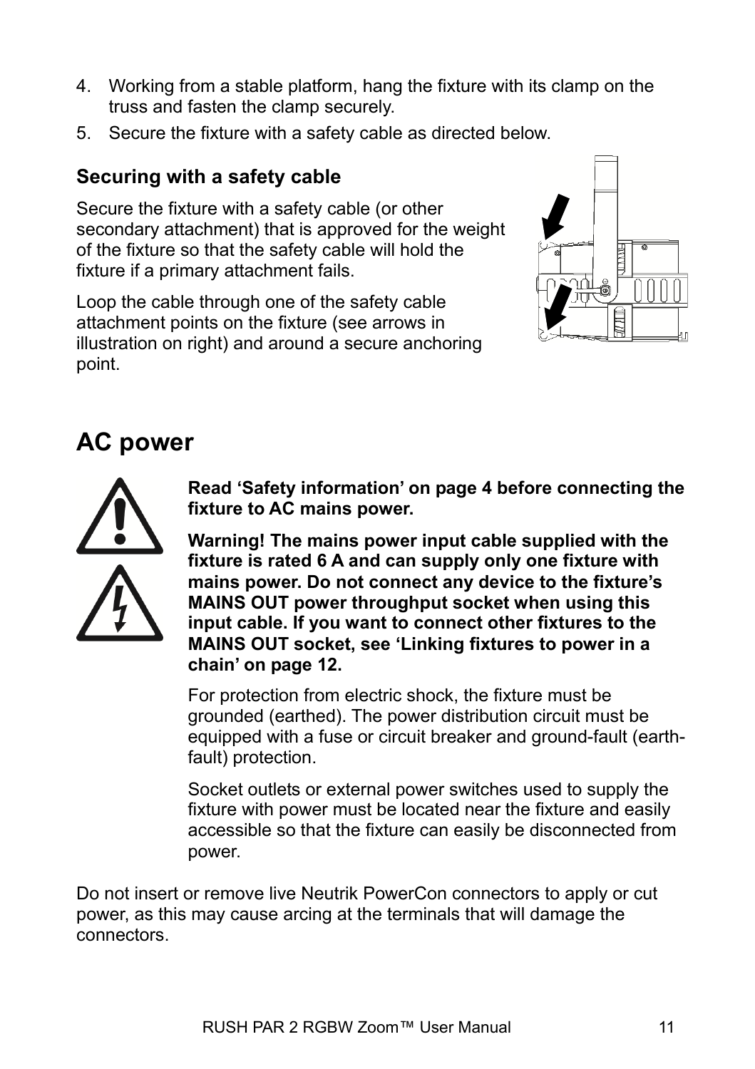4. Working from a stable platform, hang the fixture with its clamp on the truss and fasten the clamp securely.
5. Secure the fixture with a safety cable as directed below.

### Securing with a safety cable

Secure the fixture with a safety cable (or other secondary attachment) that is approved for the weight of the fixture so that the safety cable will hold the fixture if a primary attachment fails.

Loop the cable through one of the safety cable attachment points on the fixture (see arrows in illustration on right) and around a secure anchoring point.

## AC power

**Read 'Safety information' on page 4 before connecting the fixture to AC mains power.**

**Warning! The mains power input cable supplied with the fixture is rated 6 A and can supply only one fixture with mains power. Do not connect any device to the fixture's MAINS OUT power throughput socket when using this input cable. If you want to connect other fixtures to the MAINS OUT socket, see 'Linking fixtures to power in a chain' on page 12.**

For protection from electric shock, the fixture must be grounded (earthed). The power distribution circuit must be equipped with a fuse or circuit breaker and ground-fault (earth-fault) protection.

Socket outlets or external power switches used to supply the fixture with power must be located near the fixture and easily accessible so that the fixture can easily be disconnected from power.

Do not insert or remove live Neutrik PowerCon connectors to apply or cut power, as this may cause arcing at the terminals that will damage the connectors.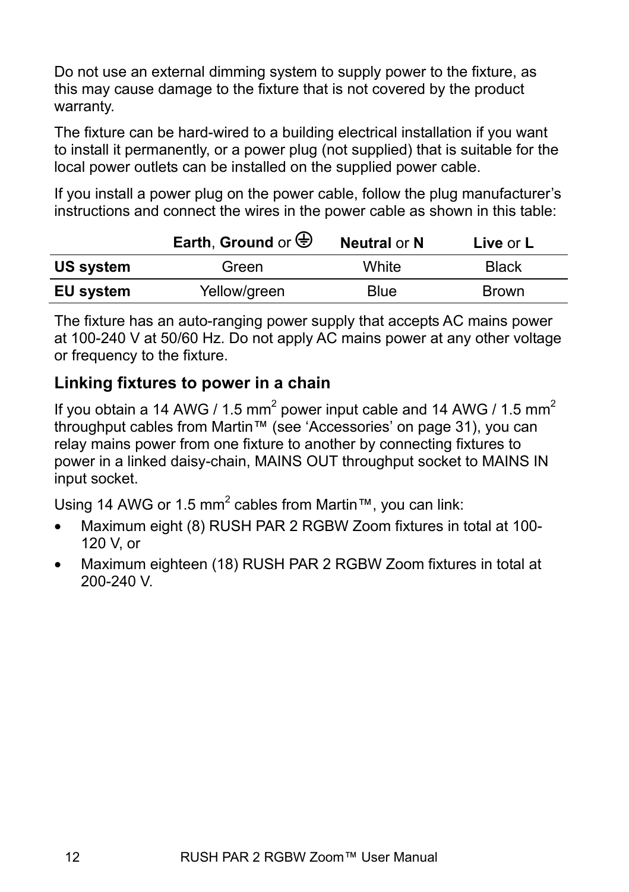Do not use an external dimming system to supply power to the fixture, as this may cause damage to the fixture that is not covered by the product warranty.

The fixture can be hard-wired to a building electrical installation if you want to install it permanently, or a power plug (not supplied) that is suitable for the local power outlets can be installed on the supplied power cable.

If you install a power plug on the power cable, follow the plug manufacturer's instructions and connect the wires in the power cable as shown in this table:

| | **Earth**, **Ground** or ⏚ | **Neutral** or **N** | **Live** or **L** |
|---|---|---|---|
| **US system** | Green | White | Black |
| **EU system** | Yellow/green | Blue | Brown |

The fixture has an auto-ranging power supply that accepts AC mains power at 100-240 V at 50/60 Hz. Do not apply AC mains power at any other voltage or frequency to the fixture.

## Linking fixtures to power in a chain

If you obtain a 14 AWG / 1.5 mm$^2$ power input cable and 14 AWG / 1.5 mm$^2$ throughput cables from Martin™ (see 'Accessories' on page 31), you can relay mains power from one fixture to another by connecting fixtures to power in a linked daisy-chain, MAINS OUT throughput socket to MAINS IN input socket.

Using 14 AWG or 1.5 mm$^2$ cables from Martin™, you can link:

- Maximum eight (8) RUSH PAR 2 RGBW Zoom fixtures in total at 100-120 V, or
- Maximum eighteen (18) RUSH PAR 2 RGBW Zoom fixtures in total at 200-240 V.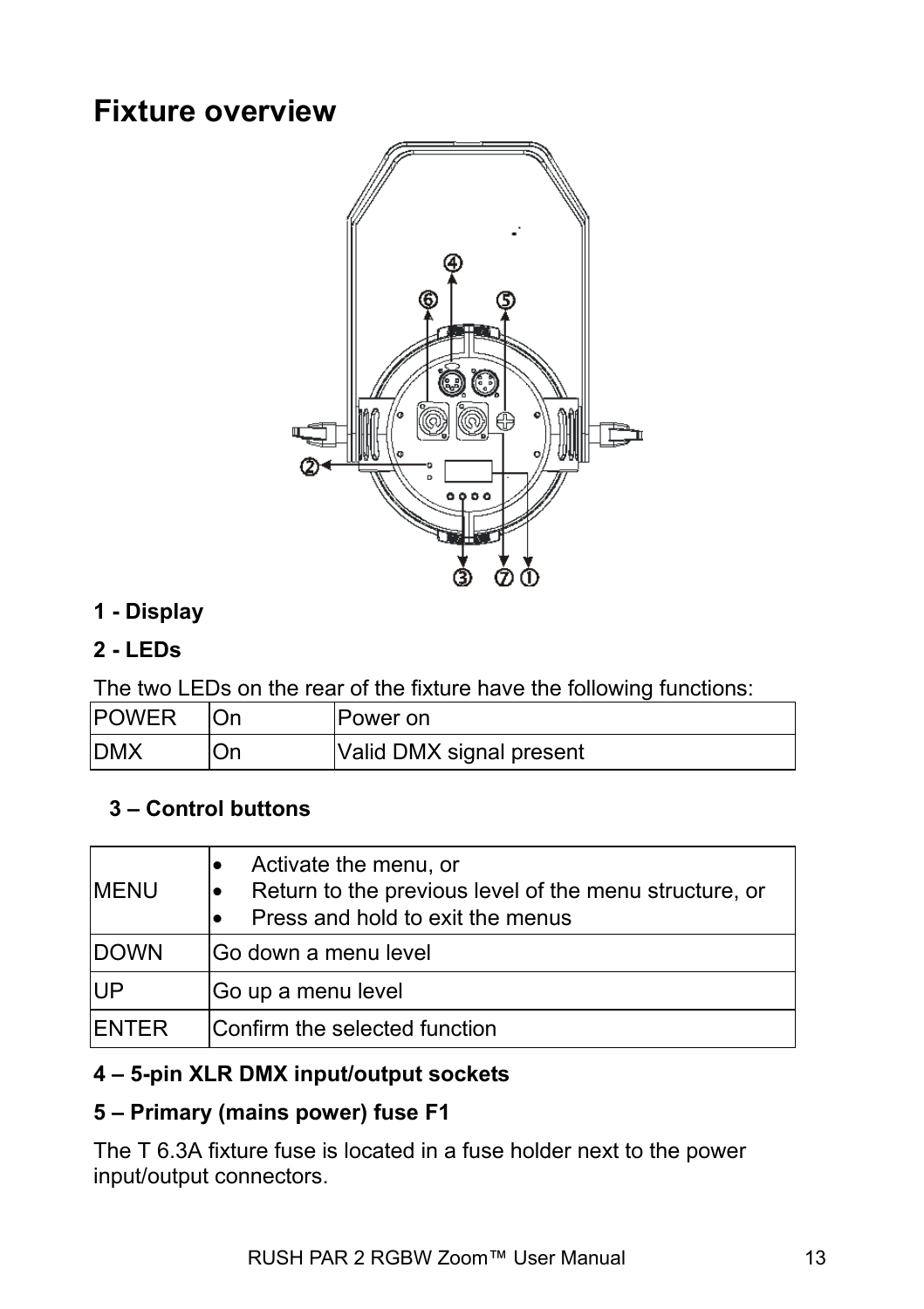# Fixture overview

**1 - Display**

**2 - LEDs**

The two LEDs on the rear of the fixture have the following functions:

| POWER | On | Power on |
|---|---|---|
| DMX | On | Valid DMX signal present |

**3 – Control buttons**

| MENU | • Activate the menu, or<br>• Return to the previous level of the menu structure, or<br>• Press and hold to exit the menus |
|---|---|
| DOWN | Go down a menu level |
| UP | Go up a menu level |
| ENTER | Confirm the selected function |

**4 – 5-pin XLR DMX input/output sockets**

**5 – Primary (mains power) fuse F1**

The T 6.3A fixture fuse is located in a fuse holder next to the power input/output connectors.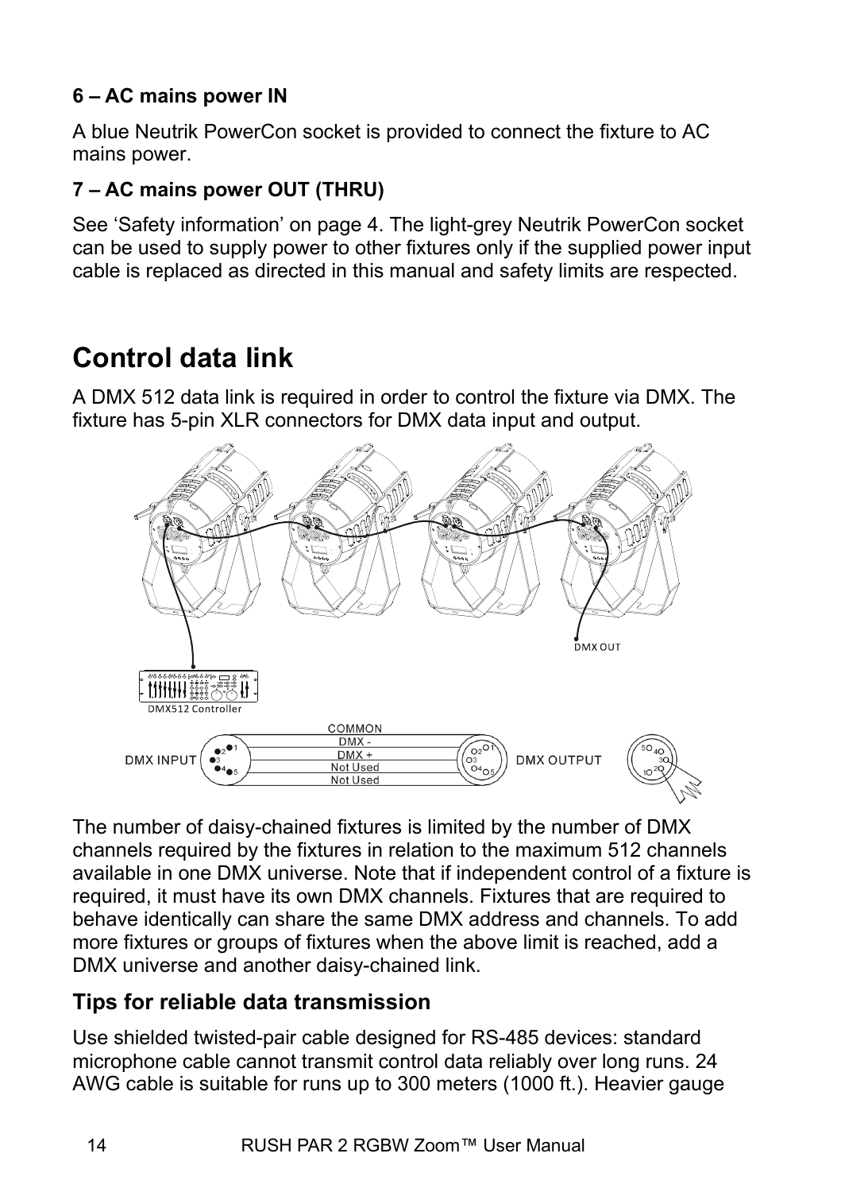**6 – AC mains power IN**

A blue Neutrik PowerCon socket is provided to connect the fixture to AC mains power.

**7 – AC mains power OUT (THRU)**

See 'Safety information' on page 4. The light-grey Neutrik PowerCon socket can be used to supply power to other fixtures only if the supplied power input cable is replaced as directed in this manual and safety limits are respected.

# Control data link

A DMX 512 data link is required in order to control the fixture via DMX. The fixture has 5-pin XLR connectors for DMX data input and output.

The number of daisy-chained fixtures is limited by the number of DMX channels required by the fixtures in relation to the maximum 512 channels available in one DMX universe. Note that if independent control of a fixture is required, it must have its own DMX channels. Fixtures that are required to behave identically can share the same DMX address and channels. To add more fixtures or groups of fixtures when the above limit is reached, add a DMX universe and another daisy-chained link.

## Tips for reliable data transmission

Use shielded twisted-pair cable designed for RS-485 devices: standard microphone cable cannot transmit control data reliably over long runs. 24 AWG cable is suitable for runs up to 300 meters (1000 ft.). Heavier gauge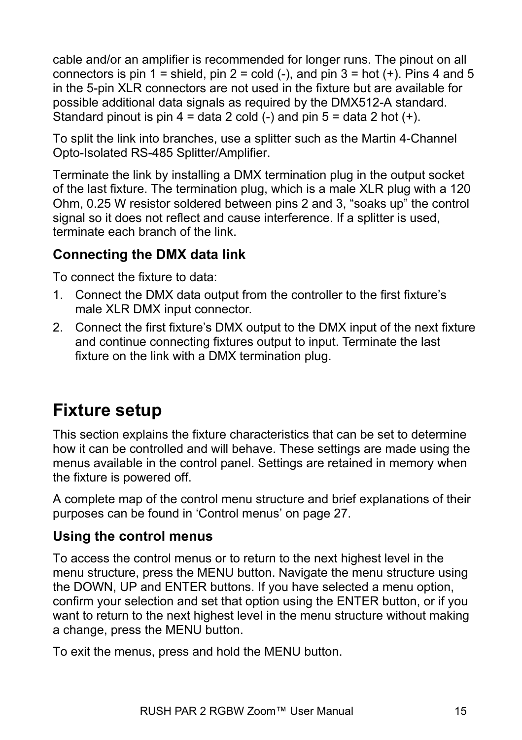cable and/or an amplifier is recommended for longer runs. The pinout on all connectors is pin 1 = shield, pin 2 = cold (-), and pin 3 = hot (+). Pins 4 and 5 in the 5-pin XLR connectors are not used in the fixture but are available for possible additional data signals as required by the DMX512-A standard. Standard pinout is pin 4 = data 2 cold (-) and pin 5 = data 2 hot (+).

To split the link into branches, use a splitter such as the Martin 4-Channel Opto-Isolated RS-485 Splitter/Amplifier.

Terminate the link by installing a DMX termination plug in the output socket of the last fixture. The termination plug, which is a male XLR plug with a 120 Ohm, 0.25 W resistor soldered between pins 2 and 3, “soaks up” the control signal so it does not reflect and cause interference. If a splitter is used, terminate each branch of the link.

### Connecting the DMX data link

To connect the fixture to data:

1. Connect the DMX data output from the controller to the first fixture’s male XLR DMX input connector.
2. Connect the first fixture’s DMX output to the DMX input of the next fixture and continue connecting fixtures output to input. Terminate the last fixture on the link with a DMX termination plug.

## Fixture setup

This section explains the fixture characteristics that can be set to determine how it can be controlled and will behave. These settings are made using the menus available in the control panel. Settings are retained in memory when the fixture is powered off.

A complete map of the control menu structure and brief explanations of their purposes can be found in ‘Control menus’ on page 27.

### Using the control menus

To access the control menus or to return to the next highest level in the menu structure, press the MENU button. Navigate the menu structure using the DOWN, UP and ENTER buttons. If you have selected a menu option, confirm your selection and set that option using the ENTER button, or if you want to return to the next highest level in the menu structure without making a change, press the MENU button.

To exit the menus, press and hold the MENU button.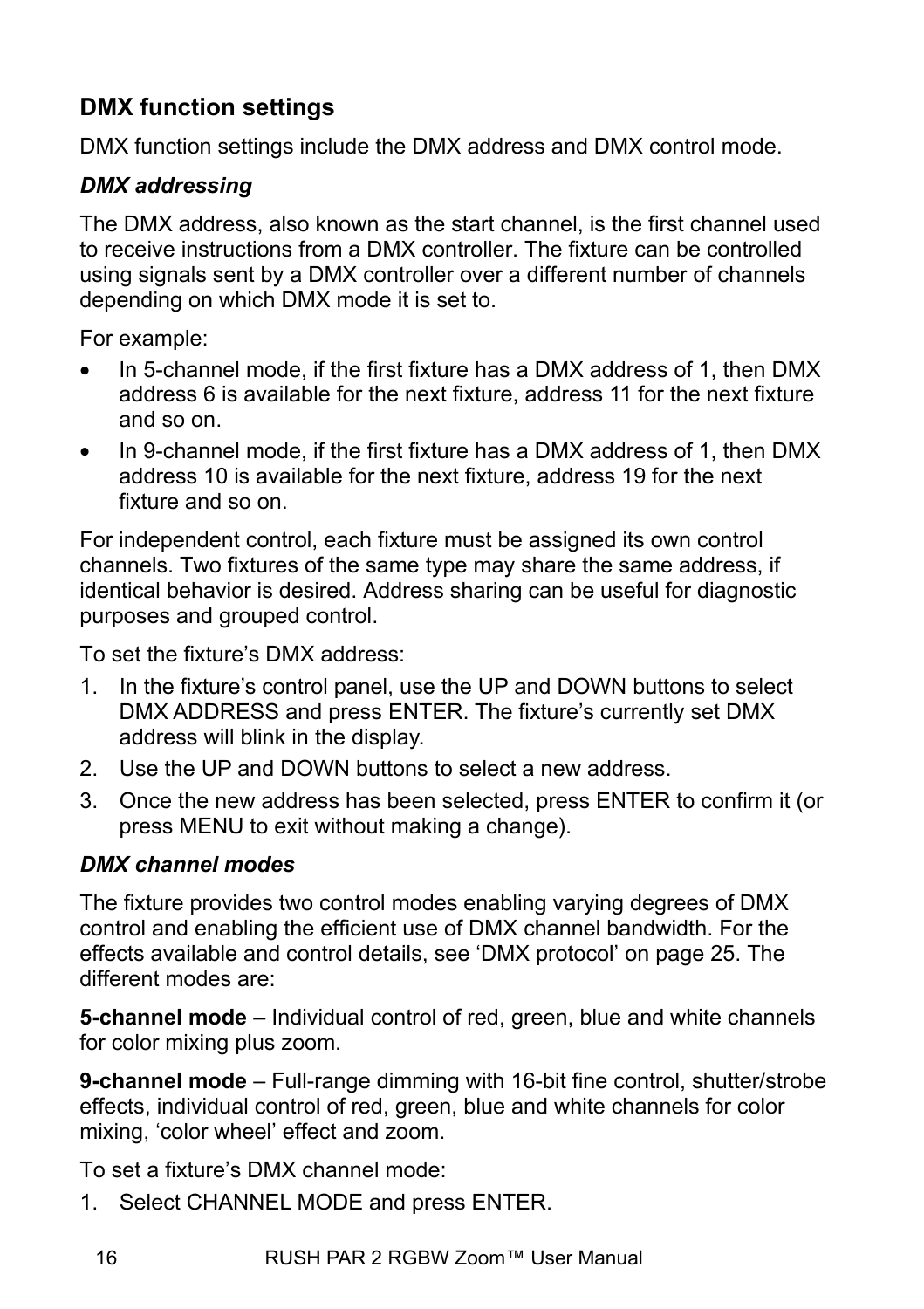## DMX function settings

DMX function settings include the DMX address and DMX control mode.

### *DMX addressing*

The DMX address, also known as the start channel, is the first channel used to receive instructions from a DMX controller. The fixture can be controlled using signals sent by a DMX controller over a different number of channels depending on which DMX mode it is set to.

For example:

- In 5-channel mode, if the first fixture has a DMX address of 1, then DMX address 6 is available for the next fixture, address 11 for the next fixture and so on.
- In 9-channel mode, if the first fixture has a DMX address of 1, then DMX address 10 is available for the next fixture, address 19 for the next fixture and so on.

For independent control, each fixture must be assigned its own control channels. Two fixtures of the same type may share the same address, if identical behavior is desired. Address sharing can be useful for diagnostic purposes and grouped control.

To set the fixture's DMX address:

1. In the fixture's control panel, use the UP and DOWN buttons to select DMX ADDRESS and press ENTER. The fixture's currently set DMX address will blink in the display.
2. Use the UP and DOWN buttons to select a new address.
3. Once the new address has been selected, press ENTER to confirm it (or press MENU to exit without making a change).

### *DMX channel modes*

The fixture provides two control modes enabling varying degrees of DMX control and enabling the efficient use of DMX channel bandwidth. For the effects available and control details, see 'DMX protocol' on page 25. The different modes are:

**5-channel mode** – Individual control of red, green, blue and white channels for color mixing plus zoom.

**9-channel mode** – Full-range dimming with 16-bit fine control, shutter/strobe effects, individual control of red, green, blue and white channels for color mixing, 'color wheel' effect and zoom.

To set a fixture's DMX channel mode:

1. Select CHANNEL MODE and press ENTER.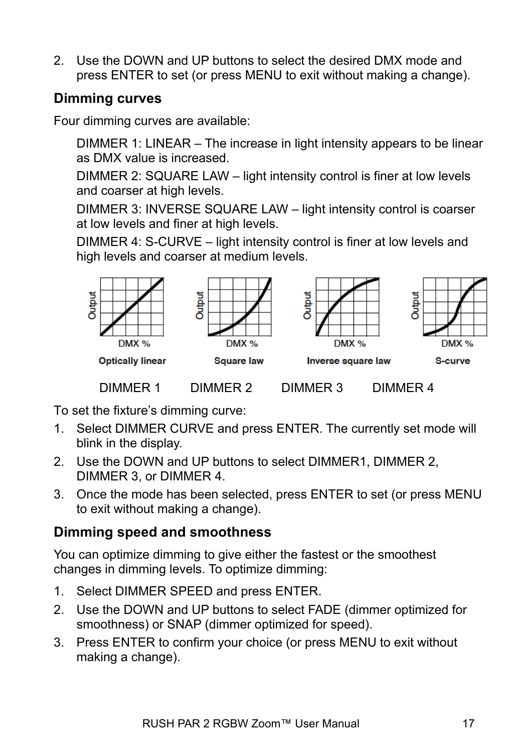2. Use the DOWN and UP buttons to select the desired DMX mode and press ENTER to set (or press MENU to exit without making a change).

## Dimming curves

Four dimming curves are available:

DIMMER 1: LINEAR – The increase in light intensity appears to be linear as DMX value is increased.

DIMMER 2: SQUARE LAW – light intensity control is finer at low levels and coarser at high levels.

DIMMER 3: INVERSE SQUARE LAW – light intensity control is coarser at low levels and finer at high levels.

DIMMER 4: S-CURVE – light intensity control is finer at low levels and high levels and coarser at medium levels.

| Optically linear | Square law | Inverse square law | S-curve |
|---|---|---|---|
| DIMMER 1 | DIMMER 2 | DIMMER 3 | DIMMER 4 |

To set the fixture's dimming curve:

1. Select DIMMER CURVE and press ENTER. The currently set mode will blink in the display.
2. Use the DOWN and UP buttons to select DIMMER1, DIMMER 2, DIMMER 3, or DIMMER 4.
3. Once the mode has been selected, press ENTER to set (or press MENU to exit without making a change).

## Dimming speed and smoothness

You can optimize dimming to give either the fastest or the smoothest changes in dimming levels. To optimize dimming:

1. Select DIMMER SPEED and press ENTER.
2. Use the DOWN and UP buttons to select FADE (dimmer optimized for smoothness) or SNAP (dimmer optimized for speed).
3. Press ENTER to confirm your choice (or press MENU to exit without making a change).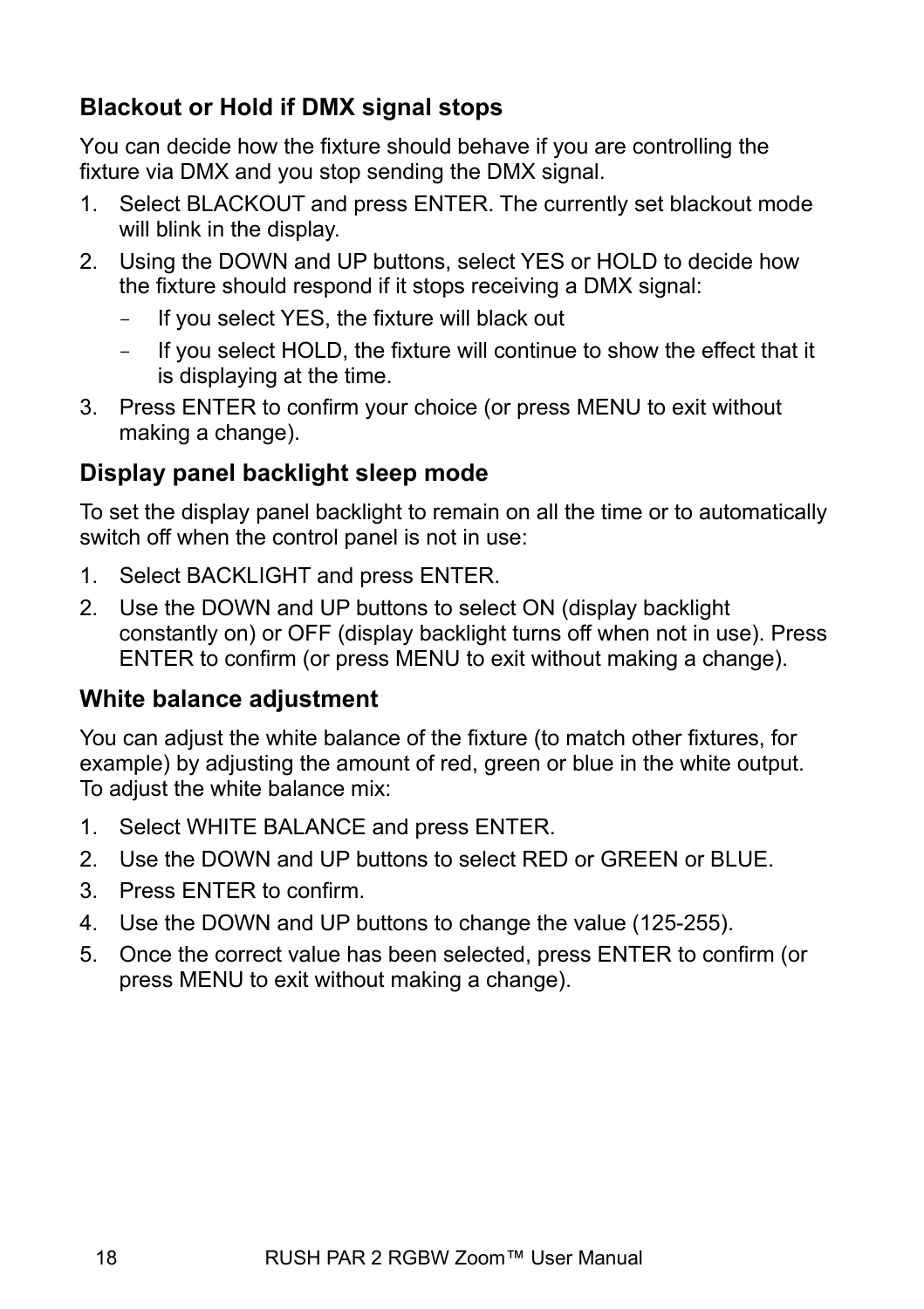### Blackout or Hold if DMX signal stops

You can decide how the fixture should behave if you are controlling the fixture via DMX and you stop sending the DMX signal.

1. Select BLACKOUT and press ENTER. The currently set blackout mode will blink in the display.
2. Using the DOWN and UP buttons, select YES or HOLD to decide how the fixture should respond if it stops receiving a DMX signal:
   - If you select YES, the fixture will black out
   - If you select HOLD, the fixture will continue to show the effect that it is displaying at the time.
3. Press ENTER to confirm your choice (or press MENU to exit without making a change).

### Display panel backlight sleep mode

To set the display panel backlight to remain on all the time or to automatically switch off when the control panel is not in use:

1. Select BACKLIGHT and press ENTER.
2. Use the DOWN and UP buttons to select ON (display backlight constantly on) or OFF (display backlight turns off when not in use). Press ENTER to confirm (or press MENU to exit without making a change).

### White balance adjustment

You can adjust the white balance of the fixture (to match other fixtures, for example) by adjusting the amount of red, green or blue in the white output. To adjust the white balance mix:

1. Select WHITE BALANCE and press ENTER.
2. Use the DOWN and UP buttons to select RED or GREEN or BLUE.
3. Press ENTER to confirm.
4. Use the DOWN and UP buttons to change the value (125-255).
5. Once the correct value has been selected, press ENTER to confirm (or press MENU to exit without making a change).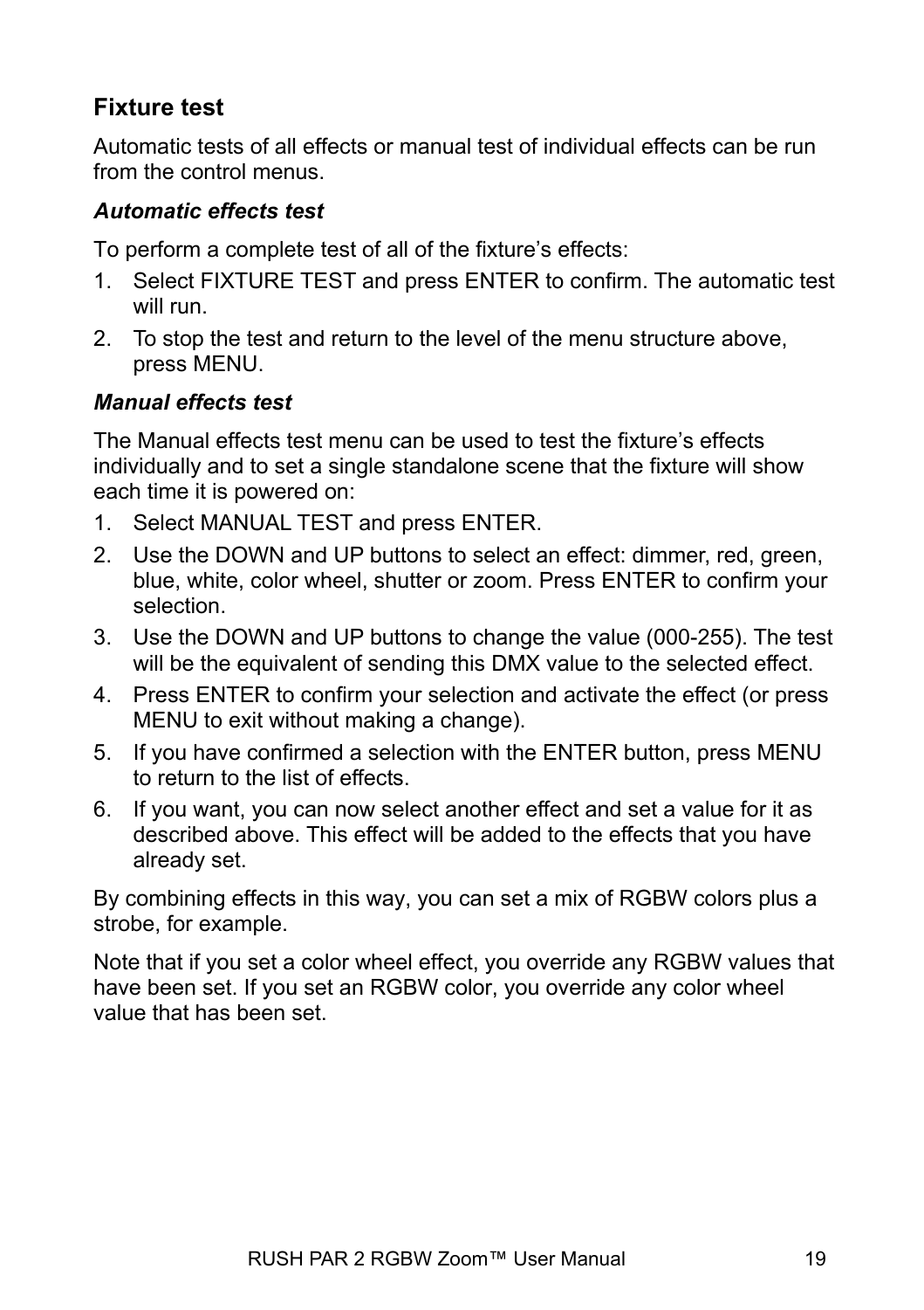## Fixture test

Automatic tests of all effects or manual test of individual effects can be run from the control menus.

### *Automatic effects test*

To perform a complete test of all of the fixture’s effects:

1. Select FIXTURE TEST and press ENTER to confirm. The automatic test will run.
2. To stop the test and return to the level of the menu structure above, press MENU.

### *Manual effects test*

The Manual effects test menu can be used to test the fixture’s effects individually and to set a single standalone scene that the fixture will show each time it is powered on:

1. Select MANUAL TEST and press ENTER.
2. Use the DOWN and UP buttons to select an effect: dimmer, red, green, blue, white, color wheel, shutter or zoom. Press ENTER to confirm your selection.
3. Use the DOWN and UP buttons to change the value (000-255). The test will be the equivalent of sending this DMX value to the selected effect.
4. Press ENTER to confirm your selection and activate the effect (or press MENU to exit without making a change).
5. If you have confirmed a selection with the ENTER button, press MENU to return to the list of effects.
6. If you want, you can now select another effect and set a value for it as described above. This effect will be added to the effects that you have already set.

By combining effects in this way, you can set a mix of RGBW colors plus a strobe, for example.

Note that if you set a color wheel effect, you override any RGBW values that have been set. If you set an RGBW color, you override any color wheel value that has been set.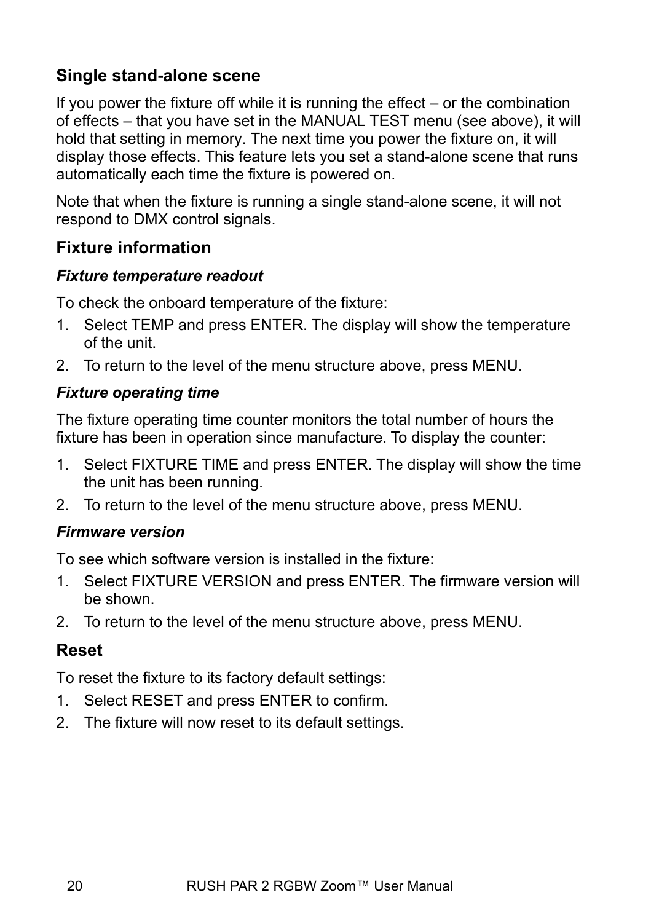## Single stand-alone scene

If you power the fixture off while it is running the effect – or the combination of effects – that you have set in the MANUAL TEST menu (see above), it will hold that setting in memory. The next time you power the fixture on, it will display those effects. This feature lets you set a stand-alone scene that runs automatically each time the fixture is powered on.

Note that when the fixture is running a single stand-alone scene, it will not respond to DMX control signals.

## Fixture information

### *Fixture temperature readout*

To check the onboard temperature of the fixture:

1. Select TEMP and press ENTER. The display will show the temperature of the unit.
2. To return to the level of the menu structure above, press MENU.

### *Fixture operating time*

The fixture operating time counter monitors the total number of hours the fixture has been in operation since manufacture. To display the counter:

1. Select FIXTURE TIME and press ENTER. The display will show the time the unit has been running.
2. To return to the level of the menu structure above, press MENU.

### *Firmware version*

To see which software version is installed in the fixture:

1. Select FIXTURE VERSION and press ENTER. The firmware version will be shown.
2. To return to the level of the menu structure above, press MENU.

## Reset

To reset the fixture to its factory default settings:

1. Select RESET and press ENTER to confirm.
2. The fixture will now reset to its default settings.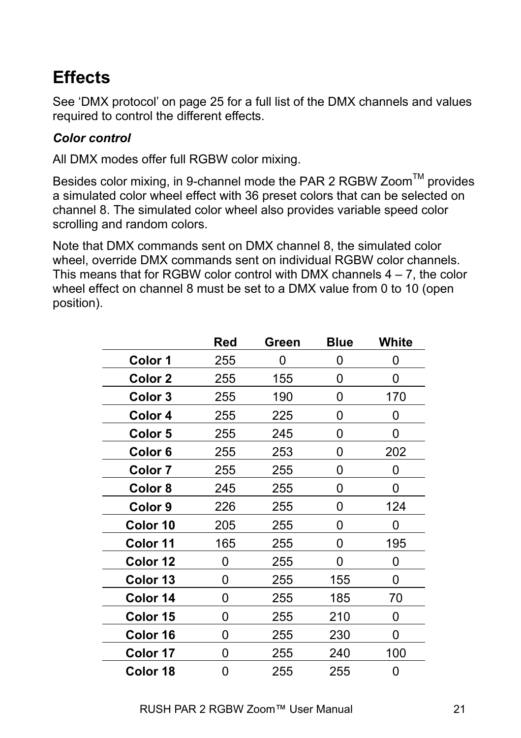## Effects

See ‘DMX protocol’ on page 25 for a full list of the DMX channels and values required to control the different effects.

### *Color control*

All DMX modes offer full RGBW color mixing.

Besides color mixing, in 9-channel mode the PAR 2 RGBW Zoom™ provides a simulated color wheel effect with 36 preset colors that can be selected on channel 8. The simulated color wheel also provides variable speed color scrolling and random colors.

Note that DMX commands sent on DMX channel 8, the simulated color wheel, override DMX commands sent on individual RGBW color channels. This means that for RGBW color control with DMX channels 4 – 7, the color wheel effect on channel 8 must be set to a DMX value from 0 to 10 (open position).

| | Red | Green | Blue | White |
|---|---|---|---|---|
| **Color 1** | 255 | 0 | 0 | 0 |
| **Color 2** | 255 | 155 | 0 | 0 |
| **Color 3** | 255 | 190 | 0 | 170 |
| **Color 4** | 255 | 225 | 0 | 0 |
| **Color 5** | 255 | 245 | 0 | 0 |
| **Color 6** | 255 | 253 | 0 | 202 |
| **Color 7** | 255 | 255 | 0 | 0 |
| **Color 8** | 245 | 255 | 0 | 0 |
| **Color 9** | 226 | 255 | 0 | 124 |
| **Color 10** | 205 | 255 | 0 | 0 |
| **Color 11** | 165 | 255 | 0 | 195 |
| **Color 12** | 0 | 255 | 0 | 0 |
| **Color 13** | 0 | 255 | 155 | 0 |
| **Color 14** | 0 | 255 | 185 | 70 |
| **Color 15** | 0 | 255 | 210 | 0 |
| **Color 16** | 0 | 255 | 230 | 0 |
| **Color 17** | 0 | 255 | 240 | 100 |
| **Color 18** | 0 | 255 | 255 | 0 |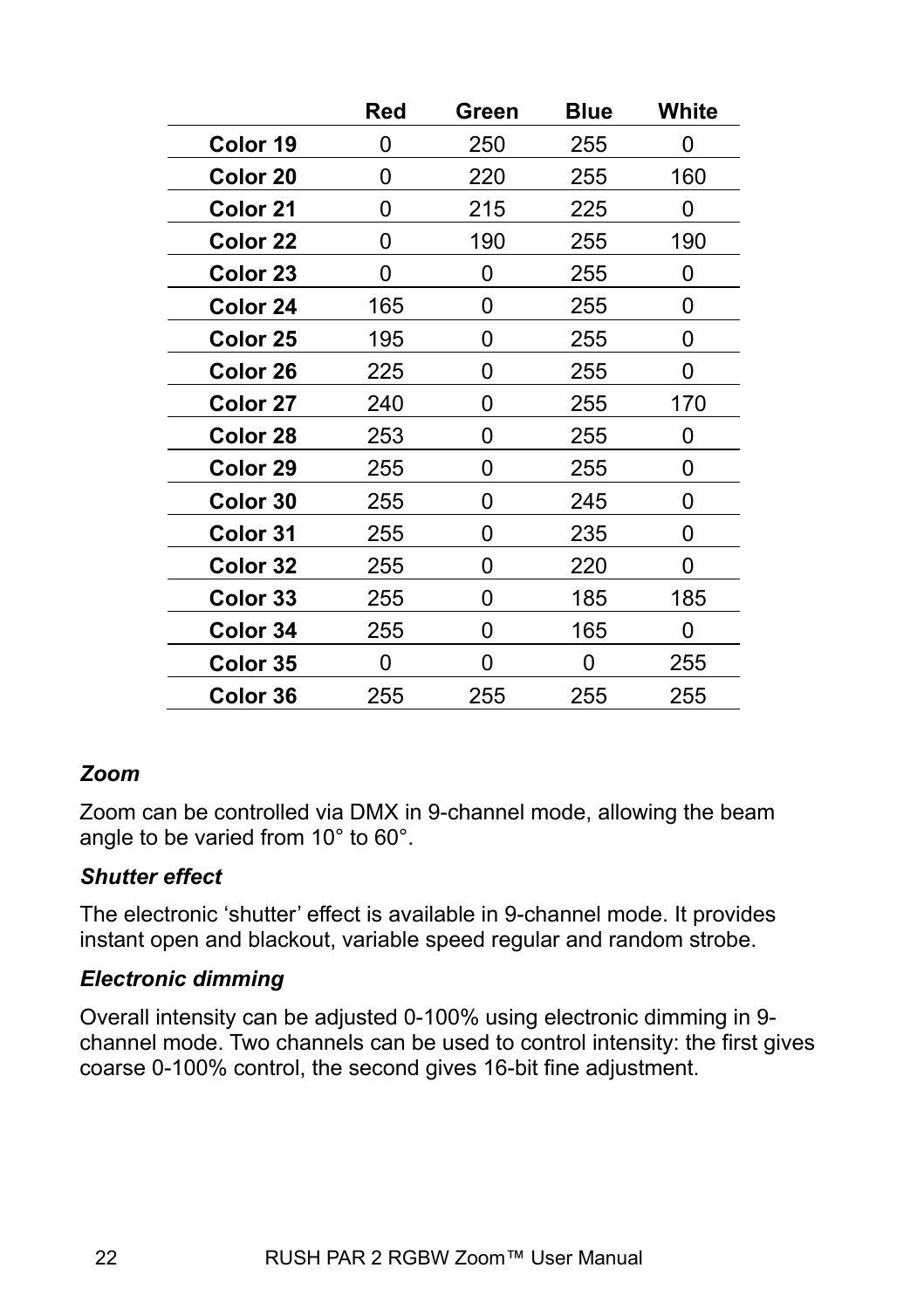| | Red | Green | Blue | White |
|---|---|---|---|---|
| **Color 19** | 0 | 250 | 255 | 0 |
| **Color 20** | 0 | 220 | 255 | 160 |
| **Color 21** | 0 | 215 | 225 | 0 |
| **Color 22** | 0 | 190 | 255 | 190 |
| **Color 23** | 0 | 0 | 255 | 0 |
| **Color 24** | 165 | 0 | 255 | 0 |
| **Color 25** | 195 | 0 | 255 | 0 |
| **Color 26** | 225 | 0 | 255 | 0 |
| **Color 27** | 240 | 0 | 255 | 170 |
| **Color 28** | 253 | 0 | 255 | 0 |
| **Color 29** | 255 | 0 | 255 | 0 |
| **Color 30** | 255 | 0 | 245 | 0 |
| **Color 31** | 255 | 0 | 235 | 0 |
| **Color 32** | 255 | 0 | 220 | 0 |
| **Color 33** | 255 | 0 | 185 | 185 |
| **Color 34** | 255 | 0 | 165 | 0 |
| **Color 35** | 0 | 0 | 0 | 255 |
| **Color 36** | 255 | 255 | 255 | 255 |

### *Zoom*

Zoom can be controlled via DMX in 9-channel mode, allowing the beam angle to be varied from 10° to 60°.

### *Shutter effect*

The electronic ‘shutter’ effect is available in 9-channel mode. It provides instant open and blackout, variable speed regular and random strobe.

### *Electronic dimming*

Overall intensity can be adjusted 0-100% using electronic dimming in 9-channel mode. Two channels can be used to control intensity: the first gives coarse 0-100% control, the second gives 16-bit fine adjustment.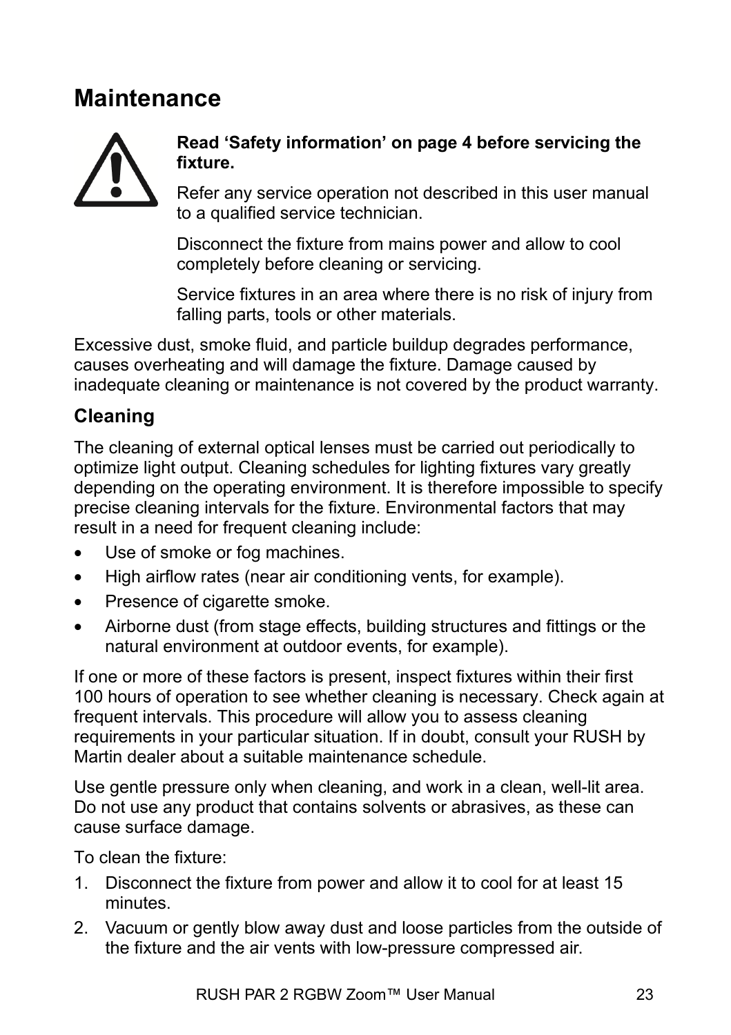# Maintenance

**Read 'Safety information' on page 4 before servicing the fixture.**

Refer any service operation not described in this user manual to a qualified service technician.

Disconnect the fixture from mains power and allow to cool completely before cleaning or servicing.

Service fixtures in an area where there is no risk of injury from falling parts, tools or other materials.

Excessive dust, smoke fluid, and particle buildup degrades performance, causes overheating and will damage the fixture. Damage caused by inadequate cleaning or maintenance is not covered by the product warranty.

## Cleaning

The cleaning of external optical lenses must be carried out periodically to optimize light output. Cleaning schedules for lighting fixtures vary greatly depending on the operating environment. It is therefore impossible to specify precise cleaning intervals for the fixture. Environmental factors that may result in a need for frequent cleaning include:

- Use of smoke or fog machines.
- High airflow rates (near air conditioning vents, for example).
- Presence of cigarette smoke.
- Airborne dust (from stage effects, building structures and fittings or the natural environment at outdoor events, for example).

If one or more of these factors is present, inspect fixtures within their first 100 hours of operation to see whether cleaning is necessary. Check again at frequent intervals. This procedure will allow you to assess cleaning requirements in your particular situation. If in doubt, consult your RUSH by Martin dealer about a suitable maintenance schedule.

Use gentle pressure only when cleaning, and work in a clean, well-lit area. Do not use any product that contains solvents or abrasives, as these can cause surface damage.

To clean the fixture:

1. Disconnect the fixture from power and allow it to cool for at least 15 minutes.
2. Vacuum or gently blow away dust and loose particles from the outside of the fixture and the air vents with low-pressure compressed air.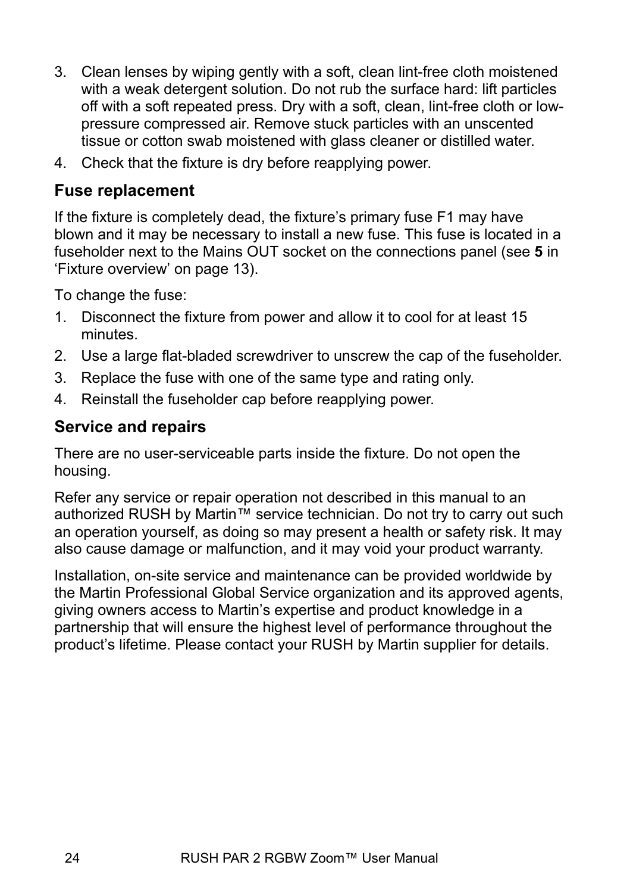3. Clean lenses by wiping gently with a soft, clean lint-free cloth moistened with a weak detergent solution. Do not rub the surface hard: lift particles off with a soft repeated press. Dry with a soft, clean, lint-free cloth or low-pressure compressed air. Remove stuck particles with an unscented tissue or cotton swab moistened with glass cleaner or distilled water.
4. Check that the fixture is dry before reapplying power.

## Fuse replacement

If the fixture is completely dead, the fixture's primary fuse F1 may have blown and it may be necessary to install a new fuse. This fuse is located in a fuseholder next to the Mains OUT socket on the connections panel (see **5** in 'Fixture overview' on page 13).

To change the fuse:

1. Disconnect the fixture from power and allow it to cool for at least 15 minutes.
2. Use a large flat-bladed screwdriver to unscrew the cap of the fuseholder.
3. Replace the fuse with one of the same type and rating only.
4. Reinstall the fuseholder cap before reapplying power.

## Service and repairs

There are no user-serviceable parts inside the fixture. Do not open the housing.

Refer any service or repair operation not described in this manual to an authorized RUSH by Martin™ service technician. Do not try to carry out such an operation yourself, as doing so may present a health or safety risk. It may also cause damage or malfunction, and it may void your product warranty.

Installation, on-site service and maintenance can be provided worldwide by the Martin Professional Global Service organization and its approved agents, giving owners access to Martin's expertise and product knowledge in a partnership that will ensure the highest level of performance throughout the product's lifetime. Please contact your RUSH by Martin supplier for details.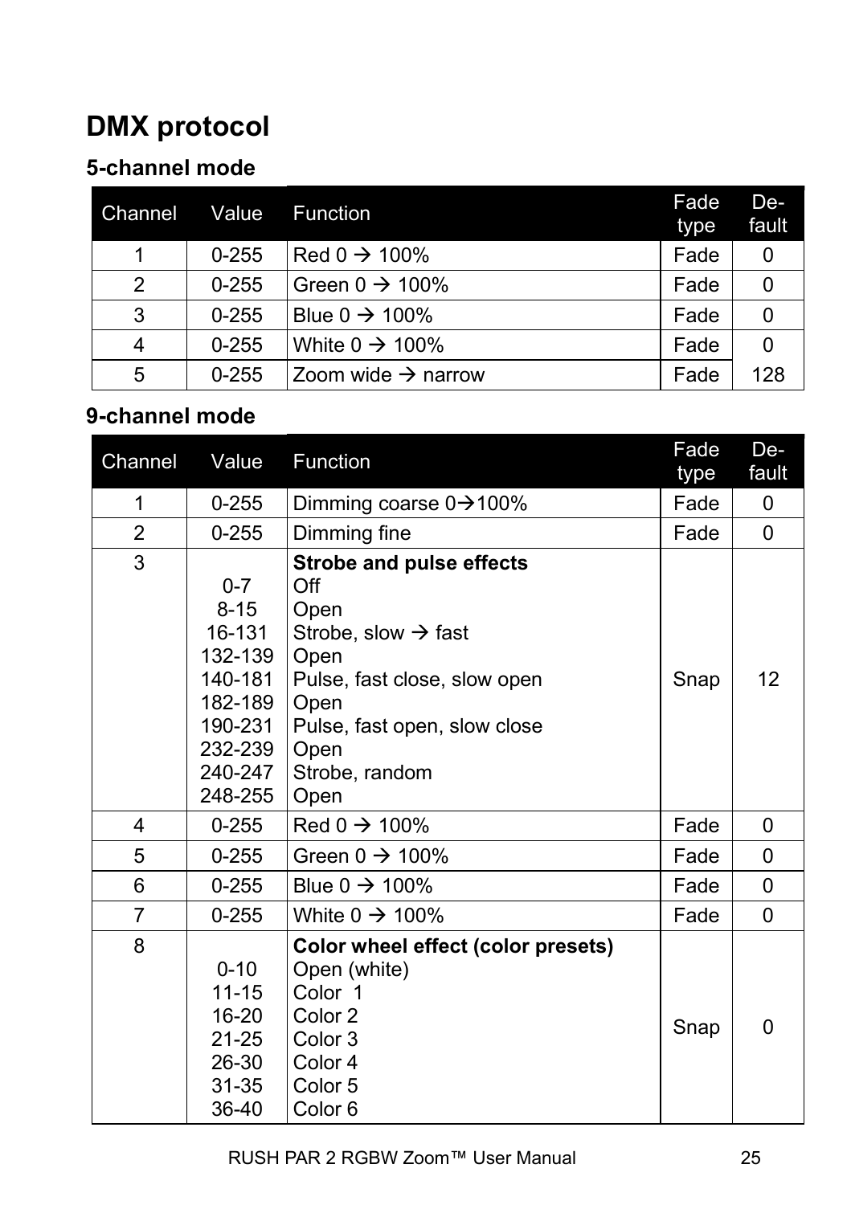# DMX protocol

## 5-channel mode

| Channel | Value | Function | Fade type | De-fault |
|---|---|---|---|---|
| 1 | 0-255 | Red 0 → 100% | Fade | 0 |
| 2 | 0-255 | Green 0 → 100% | Fade | 0 |
| 3 | 0-255 | Blue 0 → 100% | Fade | 0 |
| 4 | 0-255 | White 0 → 100% | Fade | 0 |
| 5 | 0-255 | Zoom wide → narrow | Fade | 128 |

## 9-channel mode

| Channel | Value | Function | Fade type | De-fault |
|---|---|---|---|---|
| 1 | 0-255 | Dimming coarse 0→100% | Fade | 0 |
| 2 | 0-255 | Dimming fine | Fade | 0 |
| 3 | | **Strobe and pulse effects** | Snap | 12 |
| | 0-7 | Off | | |
| | 8-15 | Open | | |
| | 16-131 | Strobe, slow → fast | | |
| | 132-139 | Open | | |
| | 140-181 | Pulse, fast close, slow open | | |
| | 182-189 | Open | | |
| | 190-231 | Pulse, fast open, slow close | | |
| | 232-239 | Open | | |
| | 240-247 | Strobe, random | | |
| | 248-255 | Open | | |
| 4 | 0-255 | Red 0 → 100% | Fade | 0 |
| 5 | 0-255 | Green 0 → 100% | Fade | 0 |
| 6 | 0-255 | Blue 0 → 100% | Fade | 0 |
| 7 | 0-255 | White 0 → 100% | Fade | 0 |
| 8 | | **Color wheel effect (color presets)** | Snap | 0 |
| | 0-10 | Open (white) | | |
| | 11-15 | Color 1 | | |
| | 16-20 | Color 2 | | |
| | 21-25 | Color 3 | | |
| | 26-30 | Color 4 | | |
| | 31-35 | Color 5 | | |
| | 36-40 | Color 6 | | |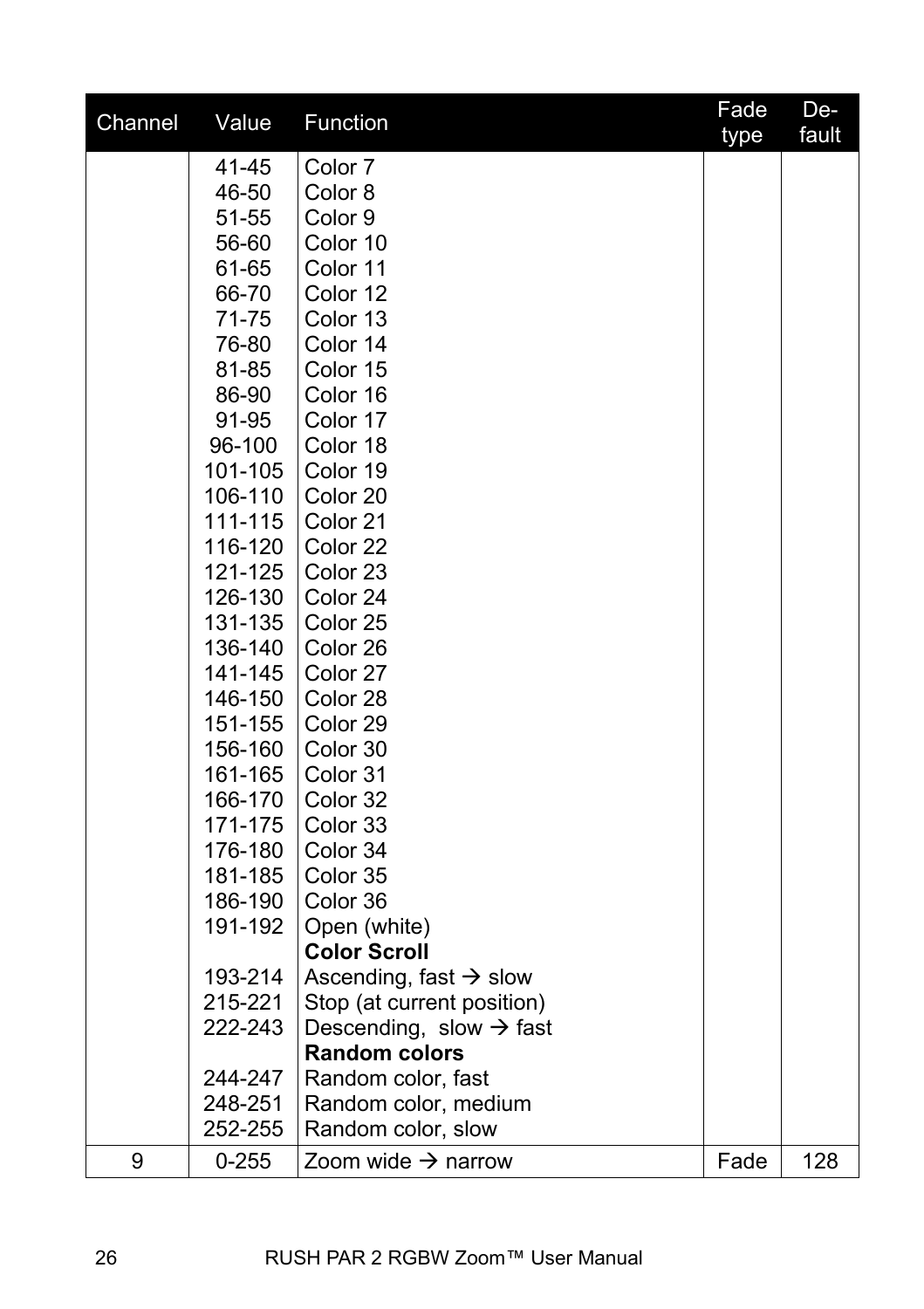| Channel | Value | Function | Fade type | De-fault |
|---|---|---|---|---|
| | 41-45 | Color 7 | | |
| | 46-50 | Color 8 | | |
| | 51-55 | Color 9 | | |
| | 56-60 | Color 10 | | |
| | 61-65 | Color 11 | | |
| | 66-70 | Color 12 | | |
| | 71-75 | Color 13 | | |
| | 76-80 | Color 14 | | |
| | 81-85 | Color 15 | | |
| | 86-90 | Color 16 | | |
| | 91-95 | Color 17 | | |
| | 96-100 | Color 18 | | |
| | 101-105 | Color 19 | | |
| | 106-110 | Color 20 | | |
| | 111-115 | Color 21 | | |
| | 116-120 | Color 22 | | |
| | 121-125 | Color 23 | | |
| | 126-130 | Color 24 | | |
| | 131-135 | Color 25 | | |
| | 136-140 | Color 26 | | |
| | 141-145 | Color 27 | | |
| | 146-150 | Color 28 | | |
| | 151-155 | Color 29 | | |
| | 156-160 | Color 30 | | |
| | 161-165 | Color 31 | | |
| | 166-170 | Color 32 | | |
| | 171-175 | Color 33 | | |
| | 176-180 | Color 34 | | |
| | 181-185 | Color 35 | | |
| | 186-190 | Color 36 | | |
| | 191-192 | Open (white) | | |
| | | **Color Scroll** | | |
| | 193-214 | Ascending, fast → slow | | |
| | 215-221 | Stop (at current position) | | |
| | 222-243 | Descending, slow → fast | | |
| | | **Random colors** | | |
| | 244-247 | Random color, fast | | |
| | 248-251 | Random color, medium | | |
| | 252-255 | Random color, slow | | |
| 9 | 0-255 | Zoom wide → narrow | Fade | 128 |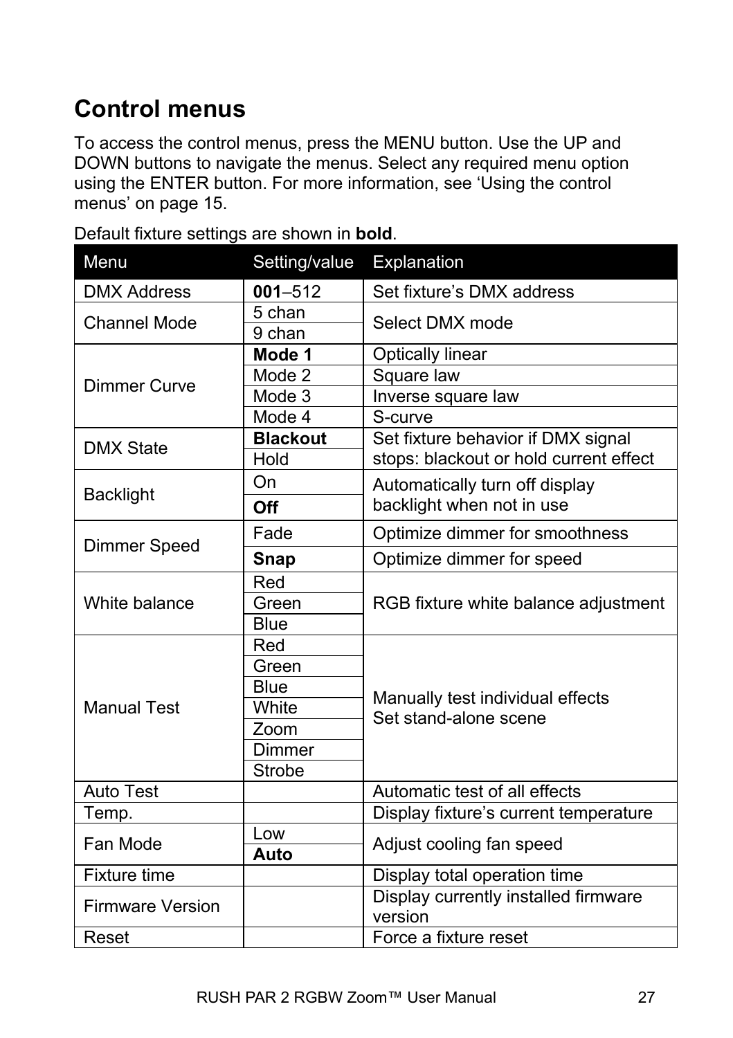## Control menus

To access the control menus, press the MENU button. Use the UP and DOWN buttons to navigate the menus. Select any required menu option using the ENTER button. For more information, see 'Using the control menus' on page 15.

Default fixture settings are shown in **bold**.

| Menu | Setting/value | Explanation |
|---|---|---|
| DMX Address | **001**–512 | Set fixture's DMX address |
| Channel Mode | 5 chan | Select DMX mode |
| | 9 chan | |
| Dimmer Curve | **Mode 1** | Optically linear |
| | Mode 2 | Square law |
| | Mode 3 | Inverse square law |
| | Mode 4 | S-curve |
| DMX State | **Blackout** | Set fixture behavior if DMX signal stops: blackout or hold current effect |
| | Hold | |
| Backlight | On | Automatically turn off display backlight when not in use |
| | **Off** | |
| Dimmer Speed | Fade | Optimize dimmer for smoothness |
| | **Snap** | Optimize dimmer for speed |
| White balance | Red | RGB fixture white balance adjustment |
| | Green | |
| | Blue | |
| Manual Test | Red | Manually test individual effects<br>Set stand-alone scene |
| | Green | |
| | Blue | |
| | White | |
| | Zoom | |
| | Dimmer | |
| | Strobe | |
| Auto Test | | Automatic test of all effects |
| Temp. | | Display fixture's current temperature |
| Fan Mode | Low | Adjust cooling fan speed |
| | **Auto** | |
| Fixture time | | Display total operation time |
| Firmware Version | | Display currently installed firmware version |
| Reset | | Force a fixture reset |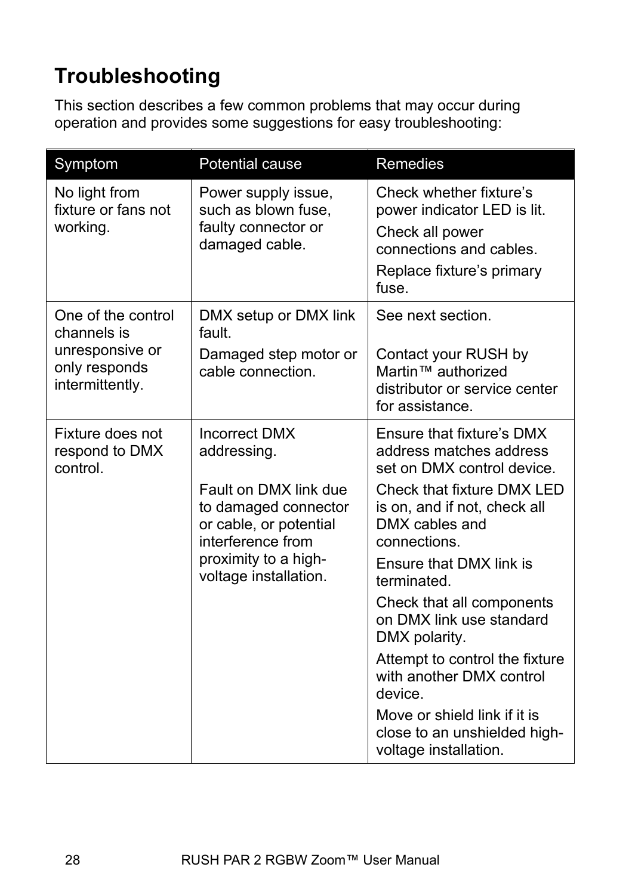# Troubleshooting

This section describes a few common problems that may occur during operation and provides some suggestions for easy troubleshooting:

| Symptom | Potential cause | Remedies |
| --- | --- | --- |
| No light from fixture or fans not working. | Power supply issue, such as blown fuse, faulty connector or damaged cable. | Check whether fixture's power indicator LED is lit.<br>Check all power connections and cables.<br>Replace fixture's primary fuse. |
| One of the control channels is unresponsive or only responds intermittently. | DMX setup or DMX link fault.<br>Damaged step motor or cable connection. | See next section.<br>Contact your RUSH by Martin™ authorized distributor or service center for assistance. |
| Fixture does not respond to DMX control. | Incorrect DMX addressing.<br>Fault on DMX link due to damaged connector or cable, or potential interference from proximity to a high-voltage installation. | Ensure that fixture's DMX address matches address set on DMX control device.<br>Check that fixture DMX LED is on, and if not, check all DMX cables and connections.<br>Ensure that DMX link is terminated.<br>Check that all components on DMX link use standard DMX polarity.<br>Attempt to control the fixture with another DMX control device.<br>Move or shield link if it is close to an unshielded high-voltage installation. |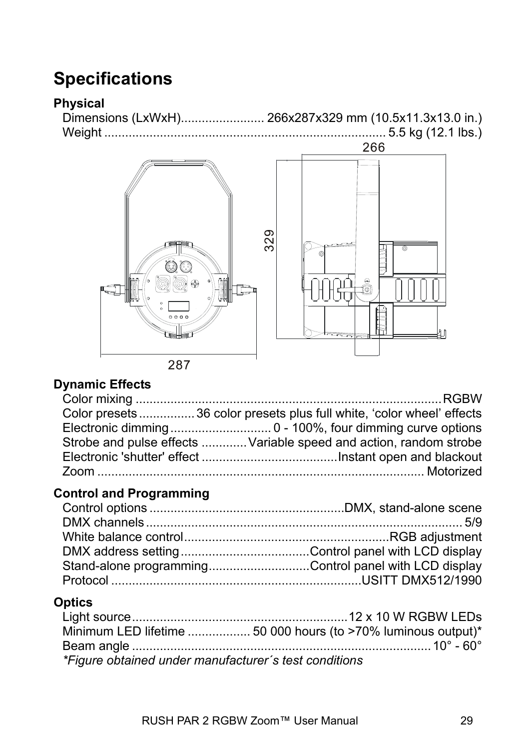# Specifications

### Physical

Dimensions (LxWxH)........................ 266x287x329 mm (10.5x11.3x13.0 in.)
Weight ................................................................................. 5.5 kg (12.1 lbs.)

### Dynamic Effects

Color mixing ........................................................................................RGBW
Color presets ................ 36 color presets plus full white, 'color wheel' effects
Electronic dimming ............................. 0 - 100%, four dimming curve options
Strobe and pulse effects .............Variable speed and action, random strobe
Electronic 'shutter' effect .......................................Instant open and blackout
Zoom ............................................................................................. Motorized

### Control and Programming

Control options .........................................................DMX, stand-alone scene
DMX channels ............................................................................................ 5/9
White balance control...........................................................RGB adjustment
DMX address setting .....................................Control panel with LCD display
Stand-alone programming.............................Control panel with LCD display
Protocol ........................................................................USITT DMX512/1990

### Optics

Light source...............................................................12 x 10 W RGBW LEDs
Minimum LED lifetime .................. 50 000 hours (to >70% luminous output)*
Beam angle ....................................................................................... 10° - 60°
*Figure obtained under manufacturer´s test conditions*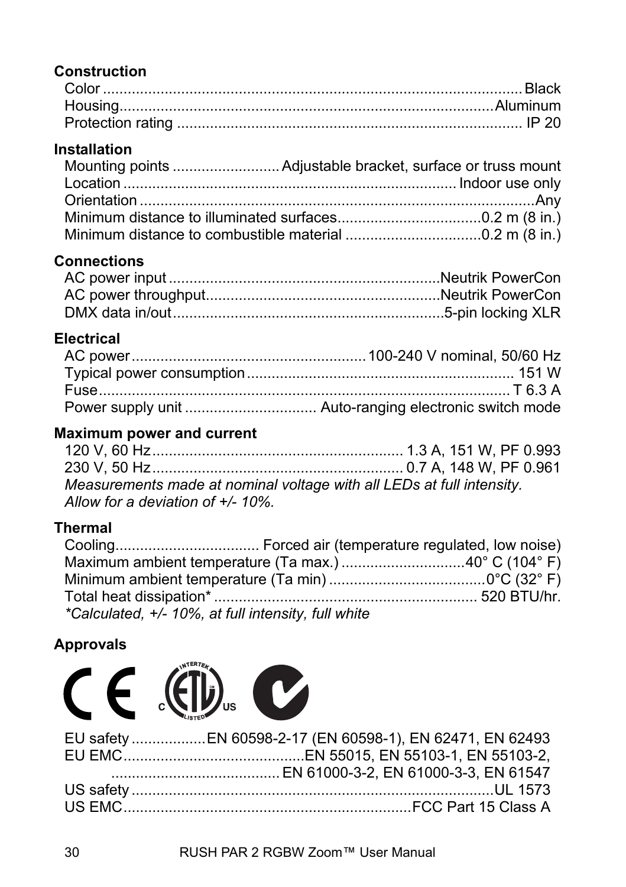**Construction**

Color ........................................................................................................ Black
Housing...................................................................................................Aluminum
Protection rating ........................................................................................ IP 20

**Installation**

Mounting points .......................... Adjustable bracket, surface or truss mount
Location ................................................................................... Indoor use only
Orientation ........................................................................................................Any
Minimum distance to illuminated surfaces...................................0.2 m (8 in.)
Minimum distance to combustible material .................................0.2 m (8 in.)

**Connections**

AC power input ...................................................................Neutrik PowerCon
AC power throughput.........................................................Neutrik PowerCon
DMX data in/out...................................................................5-pin locking XLR

**Electrical**

AC power..........................................................100-240 V nominal, 50/60 Hz
Typical power consumption................................................................. 151 W
Fuse.......................................................................................................T 6.3 A
Power supply unit ................................ Auto-ranging electronic switch mode

**Maximum power and current**

120 V, 60 Hz............................................................. 1.3 A, 151 W, PF 0.993
230 V, 50 Hz............................................................. 0.7 A, 148 W, PF 0.961
*Measurements made at nominal voltage with all LEDs at full intensity. Allow for a deviation of +/- 10%.*

**Thermal**

Cooling................................... Forced air (temperature regulated, low noise)
Maximum ambient temperature (Ta max.) ..............................40° C (104° F)
Minimum ambient temperature (Ta min) ......................................0°C (32° F)
Total heat dissipation* ................................................................. 520 BTU/hr.
*\*Calculated, +/- 10%, at full intensity, full white*

**Approvals**

EU safety ..................EN 60598-2-17 (EN 60598-1), EN 62471, EN 62493
EU EMC...........................................EN 55015, EN 55103-1, EN 55103-2,
.......................................... EN 61000-3-2, EN 61000-3-3, EN 61547
US safety ..........................................................................................UL 1573
US EMC......................................................................FCC Part 15 Class A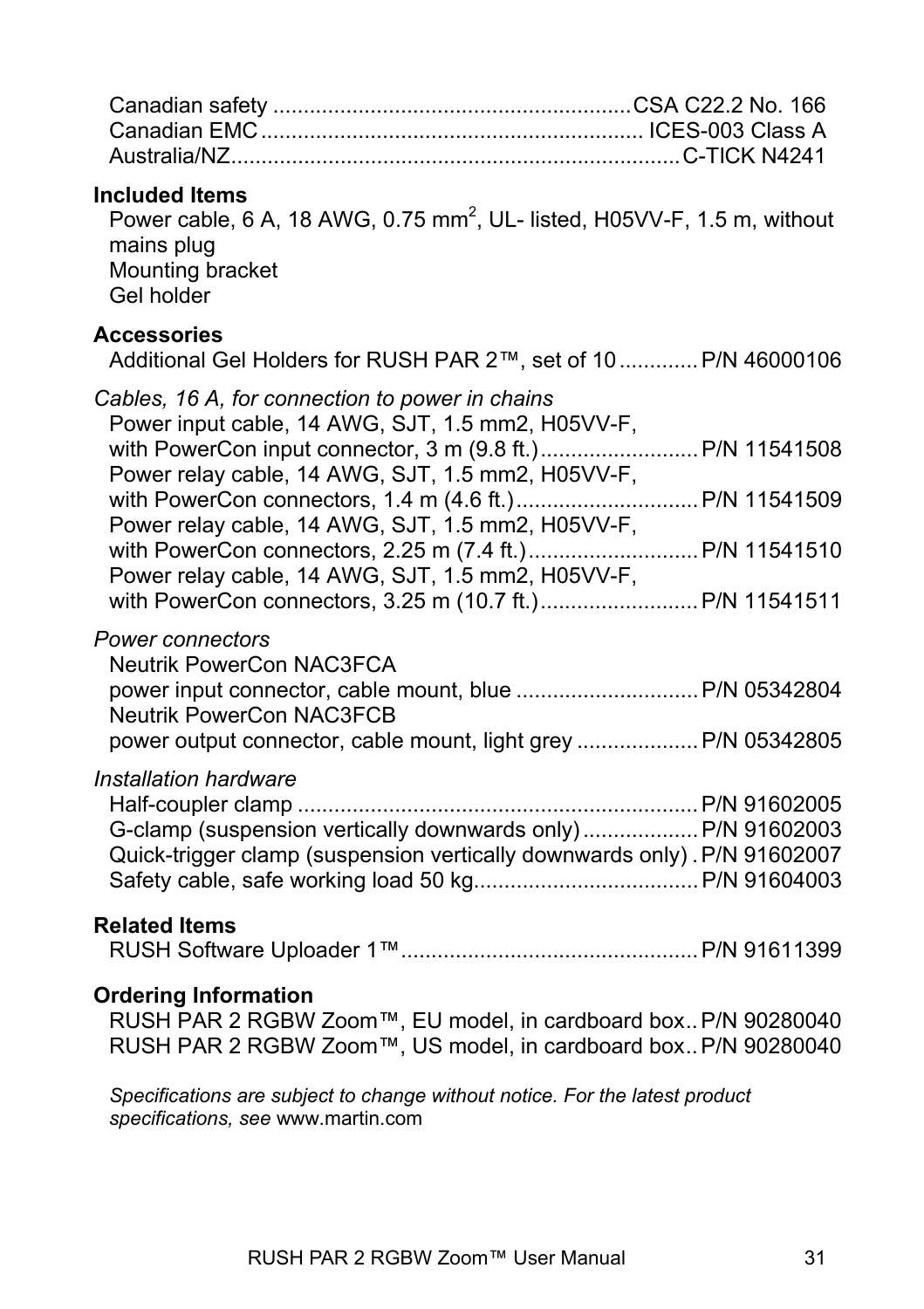Canadian safety ........................................................... CSA C22.2 No. 166
Canadian EMC ............................................................... ICES-003 Class A
Australia/NZ.......................................................................... C-TICK N4241

**Included Items**

Power cable, 6 A, 18 AWG, 0.75 mm$^2$, UL- listed, H05VV-F, 1.5 m, without mains plug
Mounting bracket
Gel holder

**Accessories**

Additional Gel Holders for RUSH PAR 2™, set of 10 ............. P/N 46000106

*Cables, 16 A, for connection to power in chains*

Power input cable, 14 AWG, SJT, 1.5 mm2, H05VV-F, with PowerCon input connector, 3 m (9.8 ft.)........................... P/N 11541508
Power relay cable, 14 AWG, SJT, 1.5 mm2, H05VV-F, with PowerCon connectors, 1.4 m (4.6 ft.)............................... P/N 11541509
Power relay cable, 14 AWG, SJT, 1.5 mm2, H05VV-F, with PowerCon connectors, 2.25 m (7.4 ft.)............................. P/N 11541510
Power relay cable, 14 AWG, SJT, 1.5 mm2, H05VV-F, with PowerCon connectors, 3.25 m (10.7 ft.)........................... P/N 11541511

*Power connectors*

Neutrik PowerCon NAC3FCA power input connector, cable mount, blue ............................... P/N 05342804
Neutrik PowerCon NAC3FCB power output connector, cable mount, light grey ..................... P/N 05342805

*Installation hardware*

Half-coupler clamp ................................................................... P/N 91602005
G-clamp (suspension vertically downwards only)................... P/N 91602003
Quick-trigger clamp (suspension vertically downwards only) . P/N 91602007
Safety cable, safe working load 50 kg...................................... P/N 91604003

**Related Items**

RUSH Software Uploader 1™.................................................. P/N 91611399

**Ordering Information**

RUSH PAR 2 RGBW Zoom™, EU model, in cardboard box.. P/N 90280040
RUSH PAR 2 RGBW Zoom™, US model, in cardboard box.. P/N 90280040

*Specifications are subject to change without notice. For the latest product specifications, see* www.martin.com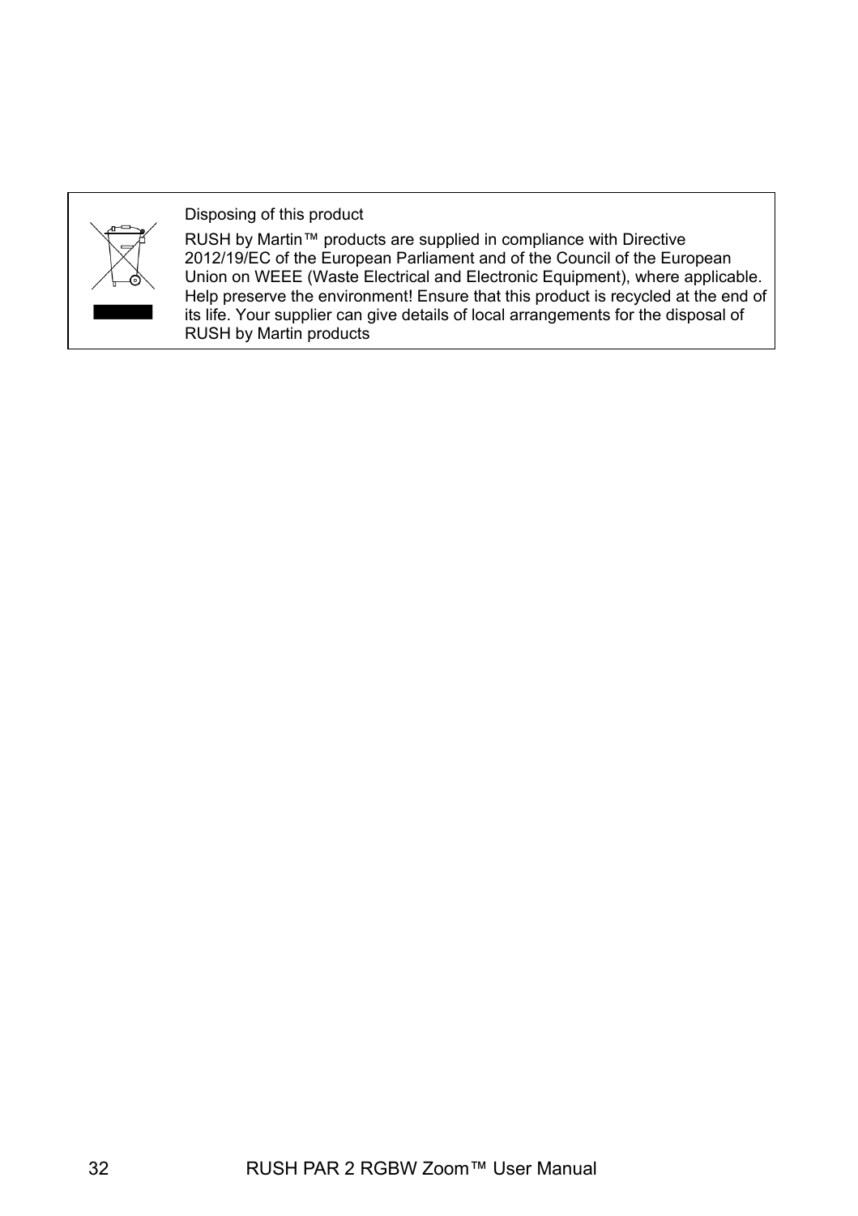Disposing of this product

RUSH by Martin™ products are supplied in compliance with Directive 2012/19/EC of the European Parliament and of the Council of the European Union on WEEE (Waste Electrical and Electronic Equipment), where applicable. Help preserve the environment! Ensure that this product is recycled at the end of its life. Your supplier can give details of local arrangements for the disposal of RUSH by Martin products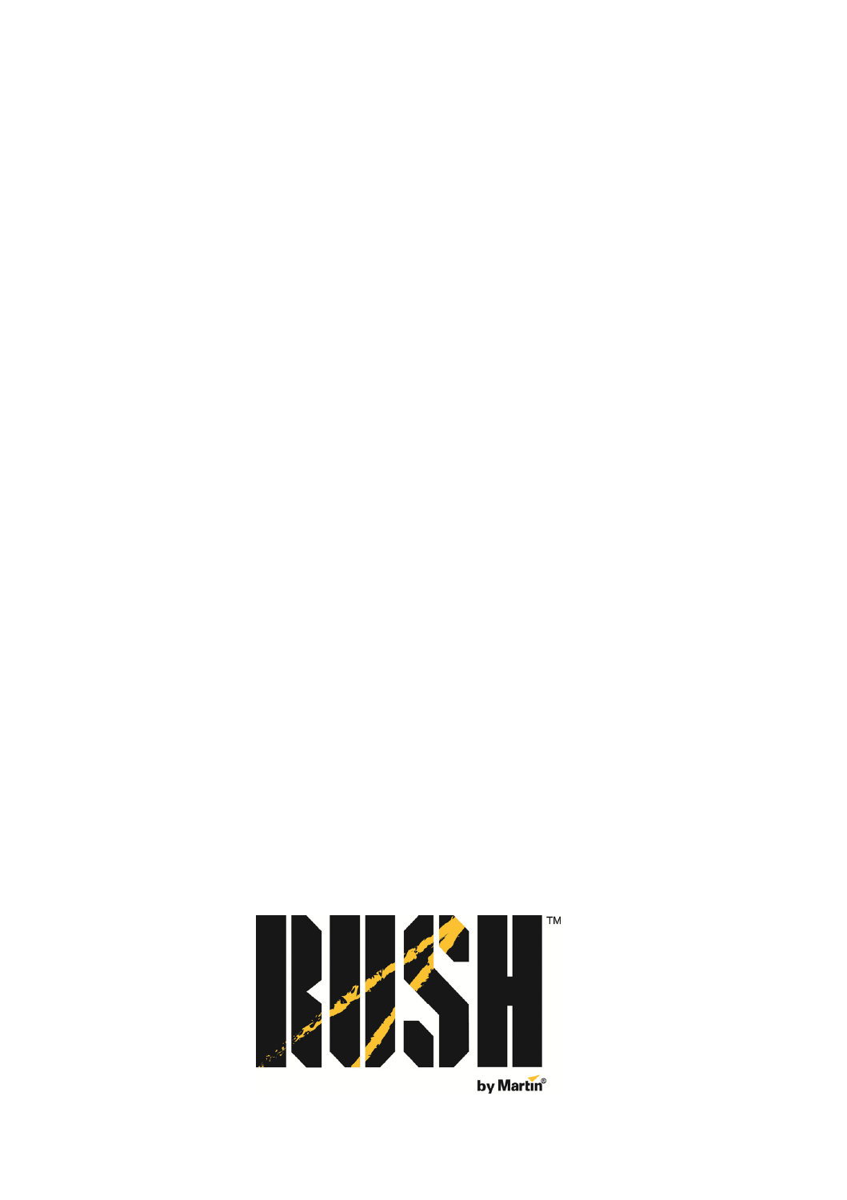RUSH™

by Martin®